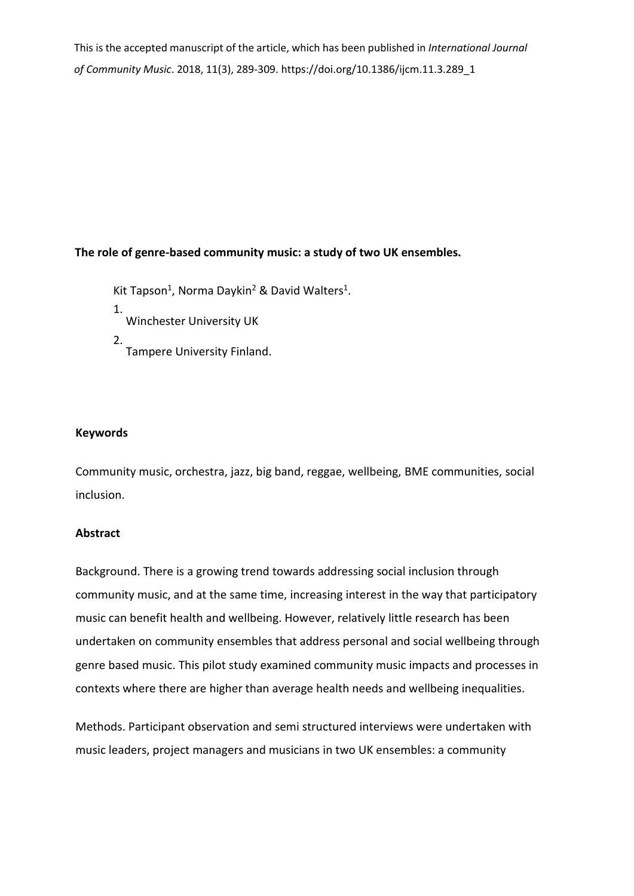This is the accepted manuscript of the article, which has been published in *International Journal of Community Music*. 2018, 11(3), 289-309. https://doi.org/10.1386/ijcm.11.3.289_1

**The role of genre-based community music: a study of two UK ensembles.**

Kit Tapson[1], Norma Daykin[2] & David Walters[1].

1. Winchester University UK
2. Tampere University Finland.

**Keywords**

Community music, orchestra, jazz, big band, reggae, wellbeing, BME communities, social inclusion.

**Abstract**

Background. There is a growing trend towards addressing social inclusion through community music, and at the same time, increasing interest in the way that participatory music can benefit health and wellbeing. However, relatively little research has been undertaken on community ensembles that address personal and social wellbeing through genre based music. This pilot study examined community music impacts and processes in contexts where there are higher than average health needs and wellbeing inequalities.

Methods. Participant observation and semi structured interviews were undertaken with music leaders, project managers and musicians in two UK ensembles: a community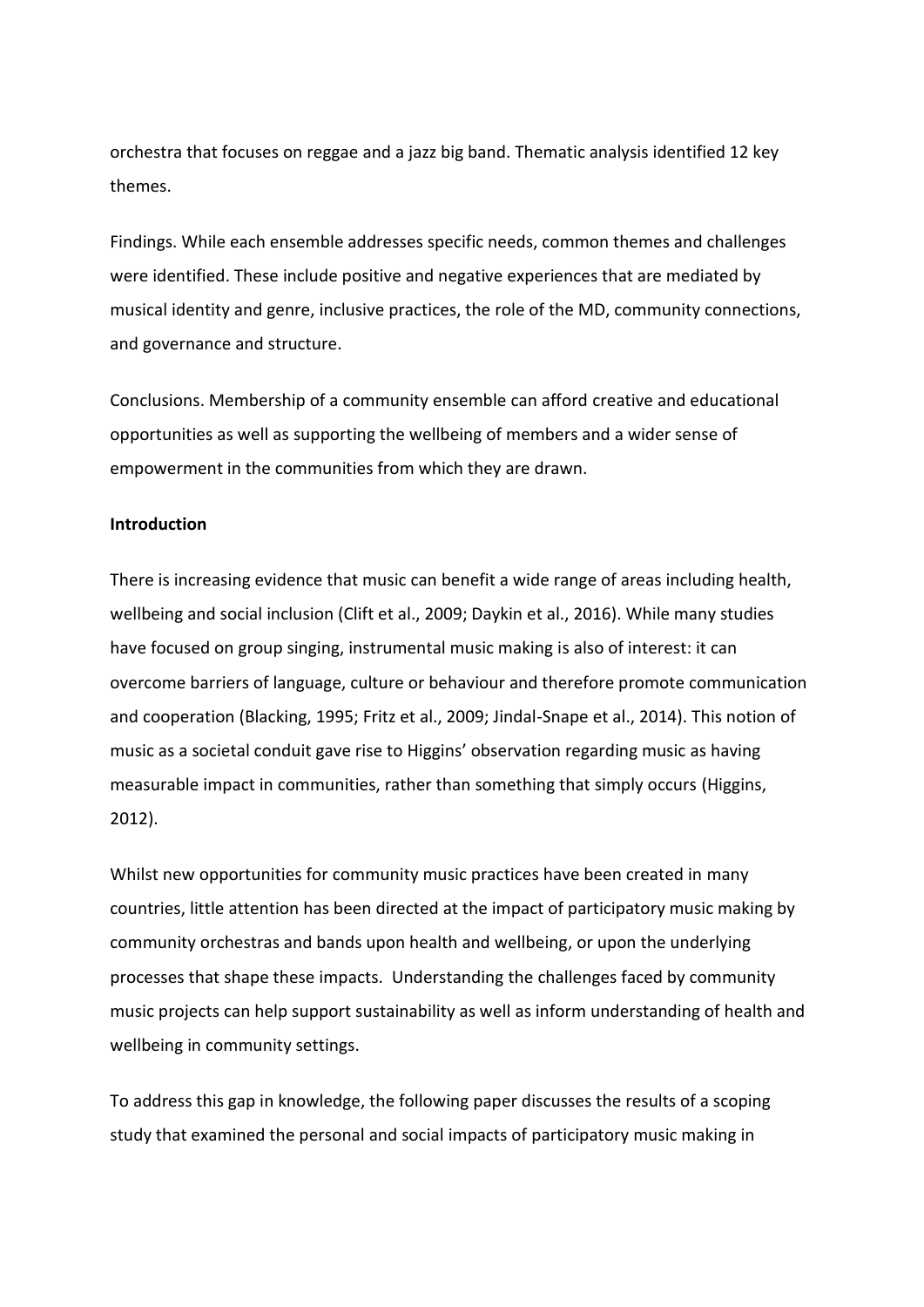orchestra that focuses on reggae and a jazz big band. Thematic analysis identified 12 key themes.

Findings. While each ensemble addresses specific needs, common themes and challenges were identified. These include positive and negative experiences that are mediated by musical identity and genre, inclusive practices, the role of the MD, community connections, and governance and structure.

Conclusions. Membership of a community ensemble can afford creative and educational opportunities as well as supporting the wellbeing of members and a wider sense of empowerment in the communities from which they are drawn.

**Introduction**

There is increasing evidence that music can benefit a wide range of areas including health, wellbeing and social inclusion (Clift et al., 2009; Daykin et al., 2016). While many studies have focused on group singing, instrumental music making is also of interest: it can overcome barriers of language, culture or behaviour and therefore promote communication and cooperation (Blacking, 1995; Fritz et al., 2009; Jindal-Snape et al., 2014). This notion of music as a societal conduit gave rise to Higgins' observation regarding music as having measurable impact in communities, rather than something that simply occurs (Higgins, 2012).

Whilst new opportunities for community music practices have been created in many countries, little attention has been directed at the impact of participatory music making by community orchestras and bands upon health and wellbeing, or upon the underlying processes that shape these impacts. Understanding the challenges faced by community music projects can help support sustainability as well as inform understanding of health and wellbeing in community settings.

To address this gap in knowledge, the following paper discusses the results of a scoping study that examined the personal and social impacts of participatory music making in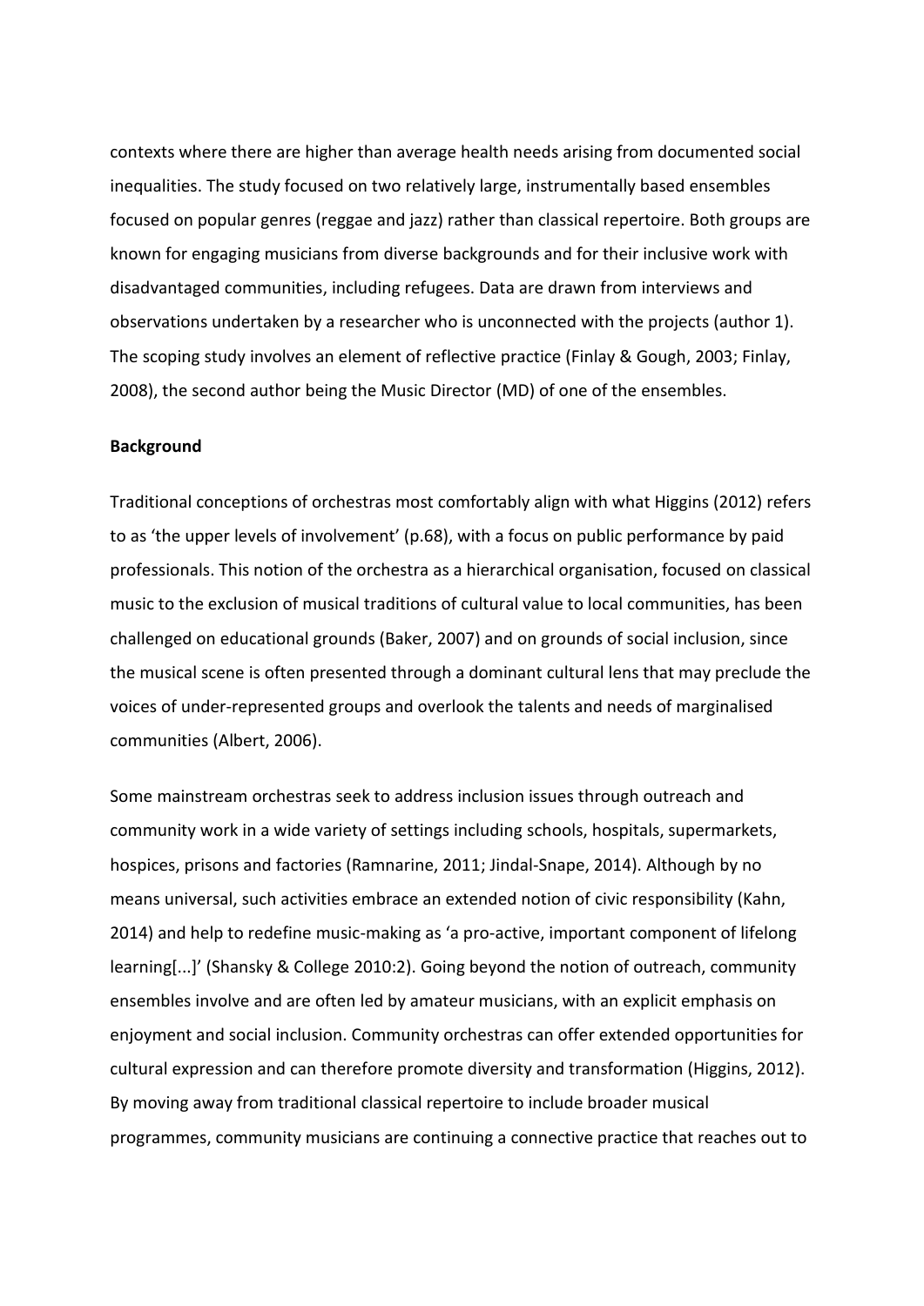contexts where there are higher than average health needs arising from documented social inequalities. The study focused on two relatively large, instrumentally based ensembles focused on popular genres (reggae and jazz) rather than classical repertoire. Both groups are known for engaging musicians from diverse backgrounds and for their inclusive work with disadvantaged communities, including refugees. Data are drawn from interviews and observations undertaken by a researcher who is unconnected with the projects (author 1). The scoping study involves an element of reflective practice (Finlay & Gough, 2003; Finlay, 2008), the second author being the Music Director (MD) of one of the ensembles.

**Background**

Traditional conceptions of orchestras most comfortably align with what Higgins (2012) refers to as 'the upper levels of involvement' (p.68), with a focus on public performance by paid professionals. This notion of the orchestra as a hierarchical organisation, focused on classical music to the exclusion of musical traditions of cultural value to local communities, has been challenged on educational grounds (Baker, 2007) and on grounds of social inclusion, since the musical scene is often presented through a dominant cultural lens that may preclude the voices of under-represented groups and overlook the talents and needs of marginalised communities (Albert, 2006).

Some mainstream orchestras seek to address inclusion issues through outreach and community work in a wide variety of settings including schools, hospitals, supermarkets, hospices, prisons and factories (Ramnarine, 2011; Jindal-Snape, 2014). Although by no means universal, such activities embrace an extended notion of civic responsibility (Kahn, 2014) and help to redefine music-making as 'a pro-active, important component of lifelong learning[...]' (Shansky & College 2010:2). Going beyond the notion of outreach, community ensembles involve and are often led by amateur musicians, with an explicit emphasis on enjoyment and social inclusion. Community orchestras can offer extended opportunities for cultural expression and can therefore promote diversity and transformation (Higgins, 2012). By moving away from traditional classical repertoire to include broader musical programmes, community musicians are continuing a connective practice that reaches out to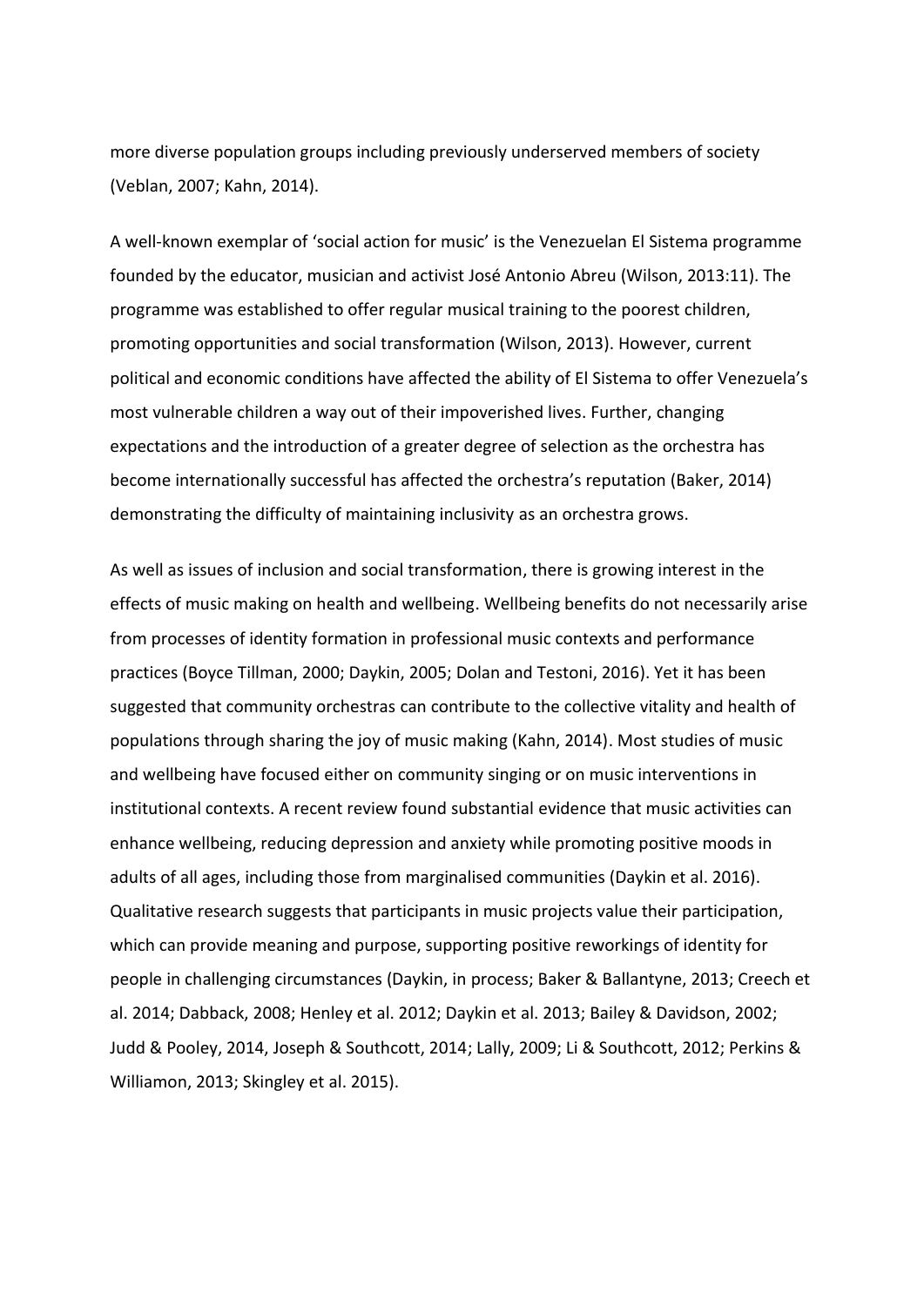more diverse population groups including previously underserved members of society (Veblan, 2007; Kahn, 2014).

A well-known exemplar of 'social action for music' is the Venezuelan El Sistema programme founded by the educator, musician and activist José Antonio Abreu (Wilson, 2013:11). The programme was established to offer regular musical training to the poorest children, promoting opportunities and social transformation (Wilson, 2013). However, current political and economic conditions have affected the ability of El Sistema to offer Venezuela's most vulnerable children a way out of their impoverished lives. Further, changing expectations and the introduction of a greater degree of selection as the orchestra has become internationally successful has affected the orchestra's reputation (Baker, 2014) demonstrating the difficulty of maintaining inclusivity as an orchestra grows.

As well as issues of inclusion and social transformation, there is growing interest in the effects of music making on health and wellbeing. Wellbeing benefits do not necessarily arise from processes of identity formation in professional music contexts and performance practices (Boyce Tillman, 2000; Daykin, 2005; Dolan and Testoni, 2016). Yet it has been suggested that community orchestras can contribute to the collective vitality and health of populations through sharing the joy of music making (Kahn, 2014). Most studies of music and wellbeing have focused either on community singing or on music interventions in institutional contexts. A recent review found substantial evidence that music activities can enhance wellbeing, reducing depression and anxiety while promoting positive moods in adults of all ages, including those from marginalised communities (Daykin et al. 2016). Qualitative research suggests that participants in music projects value their participation, which can provide meaning and purpose, supporting positive reworkings of identity for people in challenging circumstances (Daykin, in process; Baker & Ballantyne, 2013; Creech et al. 2014; Dabback, 2008; Henley et al. 2012; Daykin et al. 2013; Bailey & Davidson, 2002; Judd & Pooley, 2014, Joseph & Southcott, 2014; Lally, 2009; Li & Southcott, 2012; Perkins & Williamon, 2013; Skingley et al. 2015).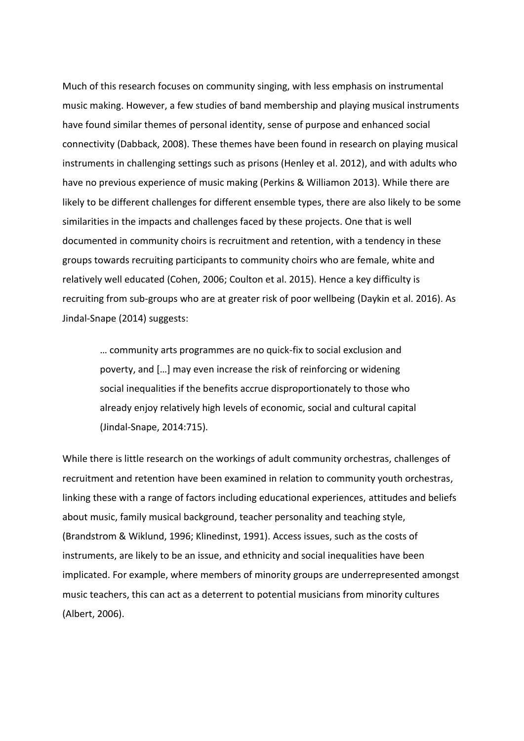Much of this research focuses on community singing, with less emphasis on instrumental music making. However, a few studies of band membership and playing musical instruments have found similar themes of personal identity, sense of purpose and enhanced social connectivity (Dabback, 2008). These themes have been found in research on playing musical instruments in challenging settings such as prisons (Henley et al. 2012), and with adults who have no previous experience of music making (Perkins & Williamon 2013). While there are likely to be different challenges for different ensemble types, there are also likely to be some similarities in the impacts and challenges faced by these projects. One that is well documented in community choirs is recruitment and retention, with a tendency in these groups towards recruiting participants to community choirs who are female, white and relatively well educated (Cohen, 2006; Coulton et al. 2015). Hence a key difficulty is recruiting from sub-groups who are at greater risk of poor wellbeing (Daykin et al. 2016). As Jindal-Snape (2014) suggests:

> … community arts programmes are no quick-fix to social exclusion and poverty, and […] may even increase the risk of reinforcing or widening social inequalities if the benefits accrue disproportionately to those who already enjoy relatively high levels of economic, social and cultural capital (Jindal-Snape, 2014:715).

While there is little research on the workings of adult community orchestras, challenges of recruitment and retention have been examined in relation to community youth orchestras, linking these with a range of factors including educational experiences, attitudes and beliefs about music, family musical background, teacher personality and teaching style, (Brandstrom & Wiklund, 1996; Klinedinst, 1991). Access issues, such as the costs of instruments, are likely to be an issue, and ethnicity and social inequalities have been implicated. For example, where members of minority groups are underrepresented amongst music teachers, this can act as a deterrent to potential musicians from minority cultures (Albert, 2006).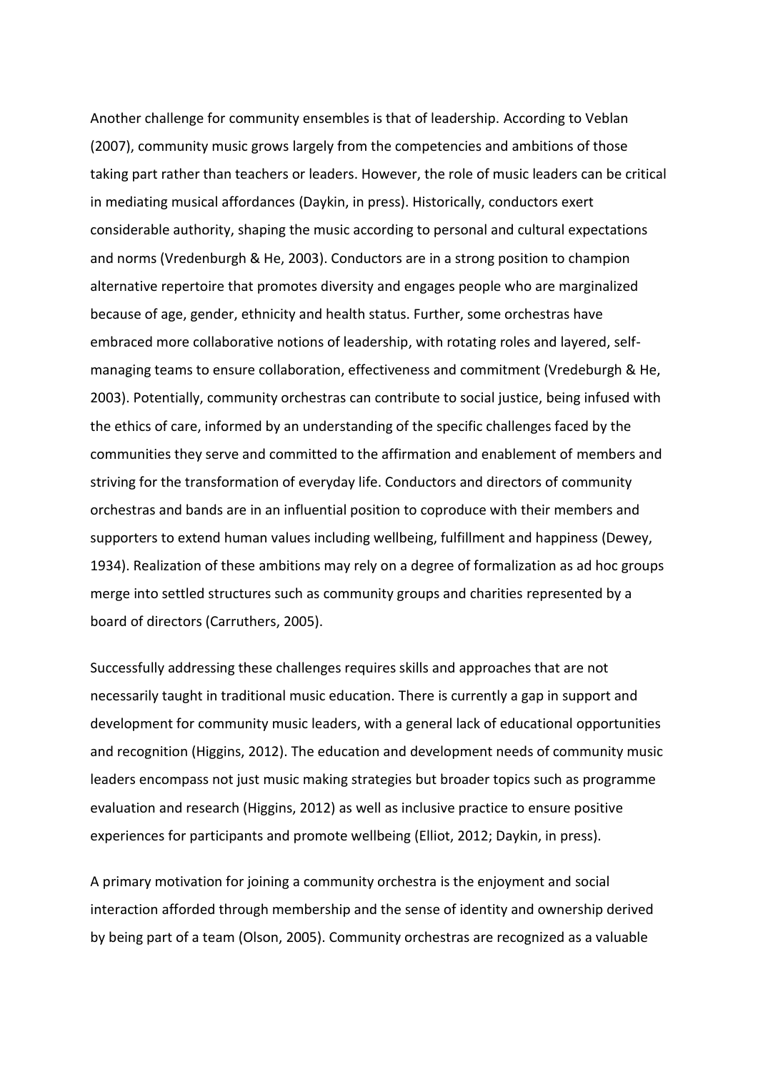Another challenge for community ensembles is that of leadership. According to Veblan (2007), community music grows largely from the competencies and ambitions of those taking part rather than teachers or leaders. However, the role of music leaders can be critical in mediating musical affordances (Daykin, in press). Historically, conductors exert considerable authority, shaping the music according to personal and cultural expectations and norms (Vredenburgh & He, 2003). Conductors are in a strong position to champion alternative repertoire that promotes diversity and engages people who are marginalized because of age, gender, ethnicity and health status. Further, some orchestras have embraced more collaborative notions of leadership, with rotating roles and layered, self-managing teams to ensure collaboration, effectiveness and commitment (Vredeburgh & He, 2003). Potentially, community orchestras can contribute to social justice, being infused with the ethics of care, informed by an understanding of the specific challenges faced by the communities they serve and committed to the affirmation and enablement of members and striving for the transformation of everyday life. Conductors and directors of community orchestras and bands are in an influential position to coproduce with their members and supporters to extend human values including wellbeing, fulfillment and happiness (Dewey, 1934). Realization of these ambitions may rely on a degree of formalization as ad hoc groups merge into settled structures such as community groups and charities represented by a board of directors (Carruthers, 2005).

Successfully addressing these challenges requires skills and approaches that are not necessarily taught in traditional music education. There is currently a gap in support and development for community music leaders, with a general lack of educational opportunities and recognition (Higgins, 2012). The education and development needs of community music leaders encompass not just music making strategies but broader topics such as programme evaluation and research (Higgins, 2012) as well as inclusive practice to ensure positive experiences for participants and promote wellbeing (Elliot, 2012; Daykin, in press).

A primary motivation for joining a community orchestra is the enjoyment and social interaction afforded through membership and the sense of identity and ownership derived by being part of a team (Olson, 2005). Community orchestras are recognized as a valuable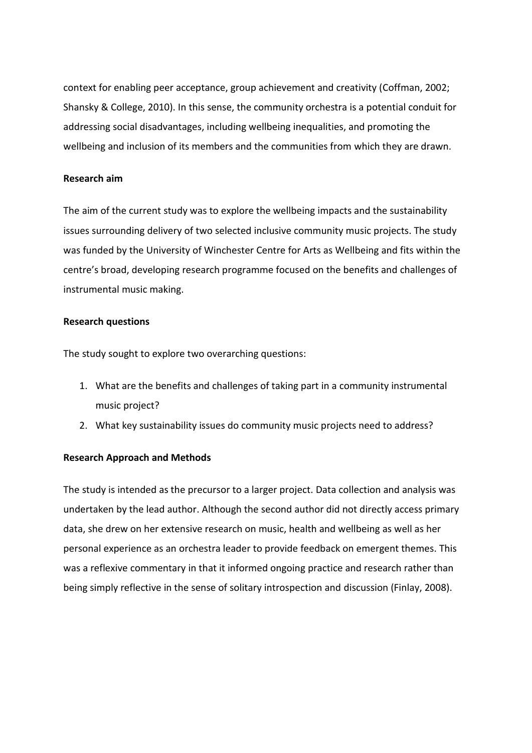context for enabling peer acceptance, group achievement and creativity (Coffman, 2002; Shansky & College, 2010). In this sense, the community orchestra is a potential conduit for addressing social disadvantages, including wellbeing inequalities, and promoting the wellbeing and inclusion of its members and the communities from which they are drawn.

**Research aim**

The aim of the current study was to explore the wellbeing impacts and the sustainability issues surrounding delivery of two selected inclusive community music projects. The study was funded by the University of Winchester Centre for Arts as Wellbeing and fits within the centre's broad, developing research programme focused on the benefits and challenges of instrumental music making.

**Research questions**

The study sought to explore two overarching questions:

1. What are the benefits and challenges of taking part in a community instrumental music project?
2. What key sustainability issues do community music projects need to address?

**Research Approach and Methods**

The study is intended as the precursor to a larger project. Data collection and analysis was undertaken by the lead author. Although the second author did not directly access primary data, she drew on her extensive research on music, health and wellbeing as well as her personal experience as an orchestra leader to provide feedback on emergent themes. This was a reflexive commentary in that it informed ongoing practice and research rather than being simply reflective in the sense of solitary introspection and discussion (Finlay, 2008).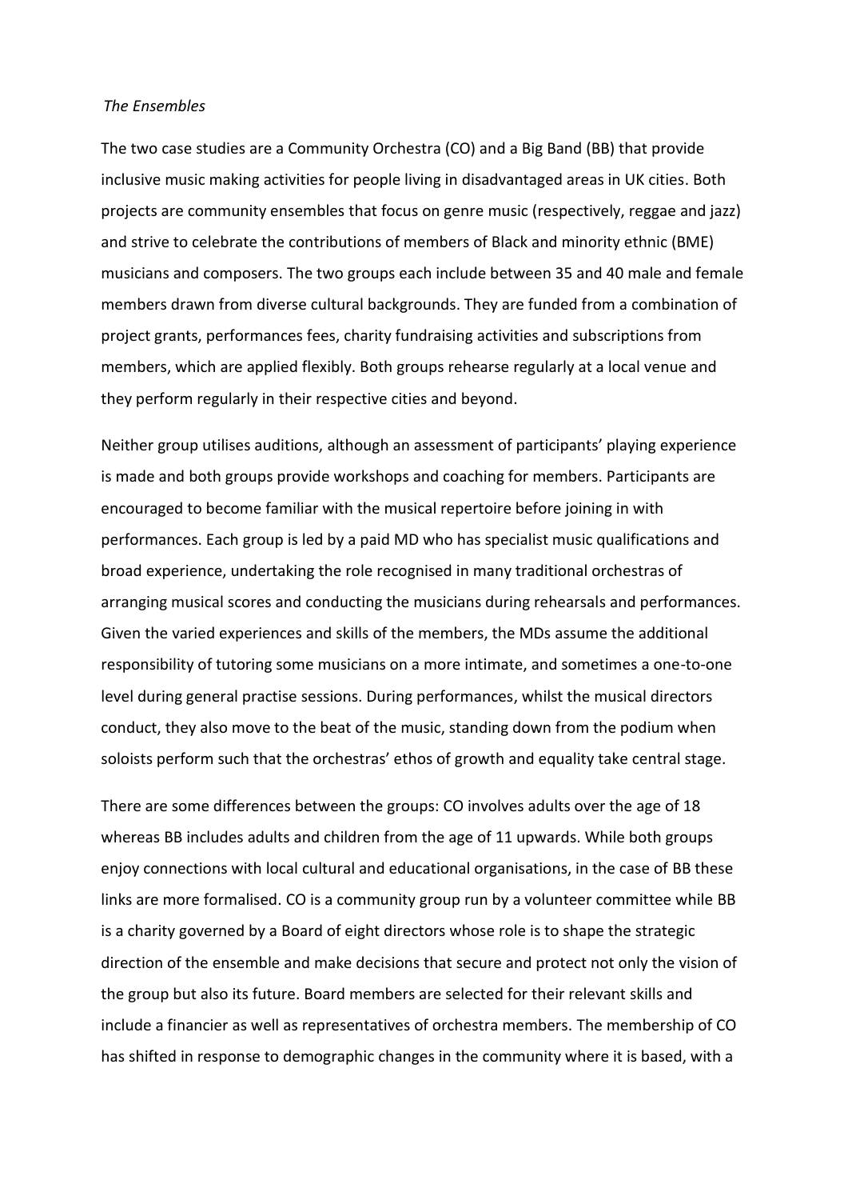*The Ensembles*

The two case studies are a Community Orchestra (CO) and a Big Band (BB) that provide inclusive music making activities for people living in disadvantaged areas in UK cities. Both projects are community ensembles that focus on genre music (respectively, reggae and jazz) and strive to celebrate the contributions of members of Black and minority ethnic (BME) musicians and composers. The two groups each include between 35 and 40 male and female members drawn from diverse cultural backgrounds. They are funded from a combination of project grants, performances fees, charity fundraising activities and subscriptions from members, which are applied flexibly. Both groups rehearse regularly at a local venue and they perform regularly in their respective cities and beyond.

Neither group utilises auditions, although an assessment of participants' playing experience is made and both groups provide workshops and coaching for members. Participants are encouraged to become familiar with the musical repertoire before joining in with performances. Each group is led by a paid MD who has specialist music qualifications and broad experience, undertaking the role recognised in many traditional orchestras of arranging musical scores and conducting the musicians during rehearsals and performances. Given the varied experiences and skills of the members, the MDs assume the additional responsibility of tutoring some musicians on a more intimate, and sometimes a one-to-one level during general practise sessions. During performances, whilst the musical directors conduct, they also move to the beat of the music, standing down from the podium when soloists perform such that the orchestras' ethos of growth and equality take central stage.

There are some differences between the groups: CO involves adults over the age of 18 whereas BB includes adults and children from the age of 11 upwards. While both groups enjoy connections with local cultural and educational organisations, in the case of BB these links are more formalised. CO is a community group run by a volunteer committee while BB is a charity governed by a Board of eight directors whose role is to shape the strategic direction of the ensemble and make decisions that secure and protect not only the vision of the group but also its future. Board members are selected for their relevant skills and include a financier as well as representatives of orchestra members. The membership of CO has shifted in response to demographic changes in the community where it is based, with a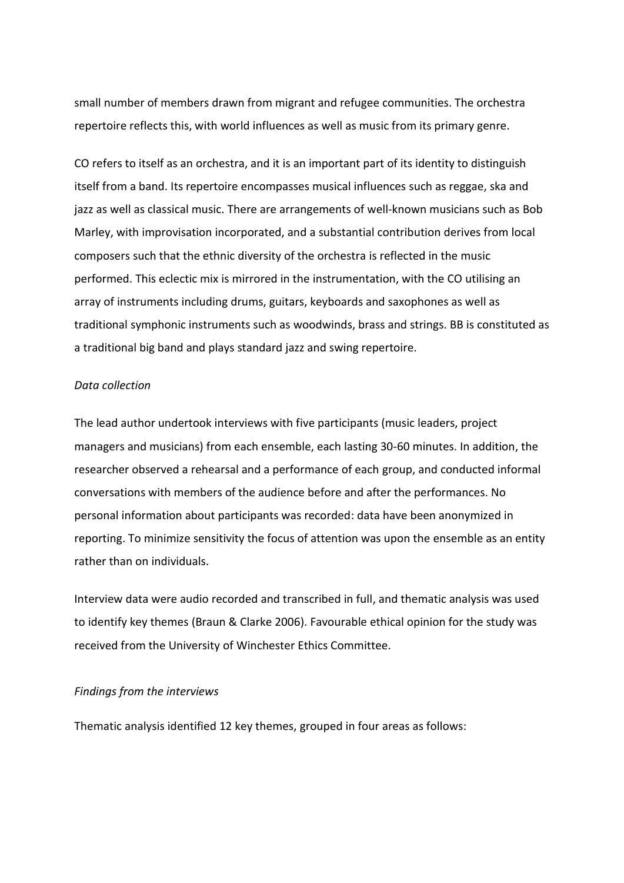small number of members drawn from migrant and refugee communities. The orchestra repertoire reflects this, with world influences as well as music from its primary genre.

CO refers to itself as an orchestra, and it is an important part of its identity to distinguish itself from a band. Its repertoire encompasses musical influences such as reggae, ska and jazz as well as classical music. There are arrangements of well-known musicians such as Bob Marley, with improvisation incorporated, and a substantial contribution derives from local composers such that the ethnic diversity of the orchestra is reflected in the music performed. This eclectic mix is mirrored in the instrumentation, with the CO utilising an array of instruments including drums, guitars, keyboards and saxophones as well as traditional symphonic instruments such as woodwinds, brass and strings. BB is constituted as a traditional big band and plays standard jazz and swing repertoire.

*Data collection*

The lead author undertook interviews with five participants (music leaders, project managers and musicians) from each ensemble, each lasting 30-60 minutes. In addition, the researcher observed a rehearsal and a performance of each group, and conducted informal conversations with members of the audience before and after the performances. No personal information about participants was recorded: data have been anonymized in reporting. To minimize sensitivity the focus of attention was upon the ensemble as an entity rather than on individuals.

Interview data were audio recorded and transcribed in full, and thematic analysis was used to identify key themes (Braun & Clarke 2006). Favourable ethical opinion for the study was received from the University of Winchester Ethics Committee.

*Findings from the interviews*

Thematic analysis identified 12 key themes, grouped in four areas as follows: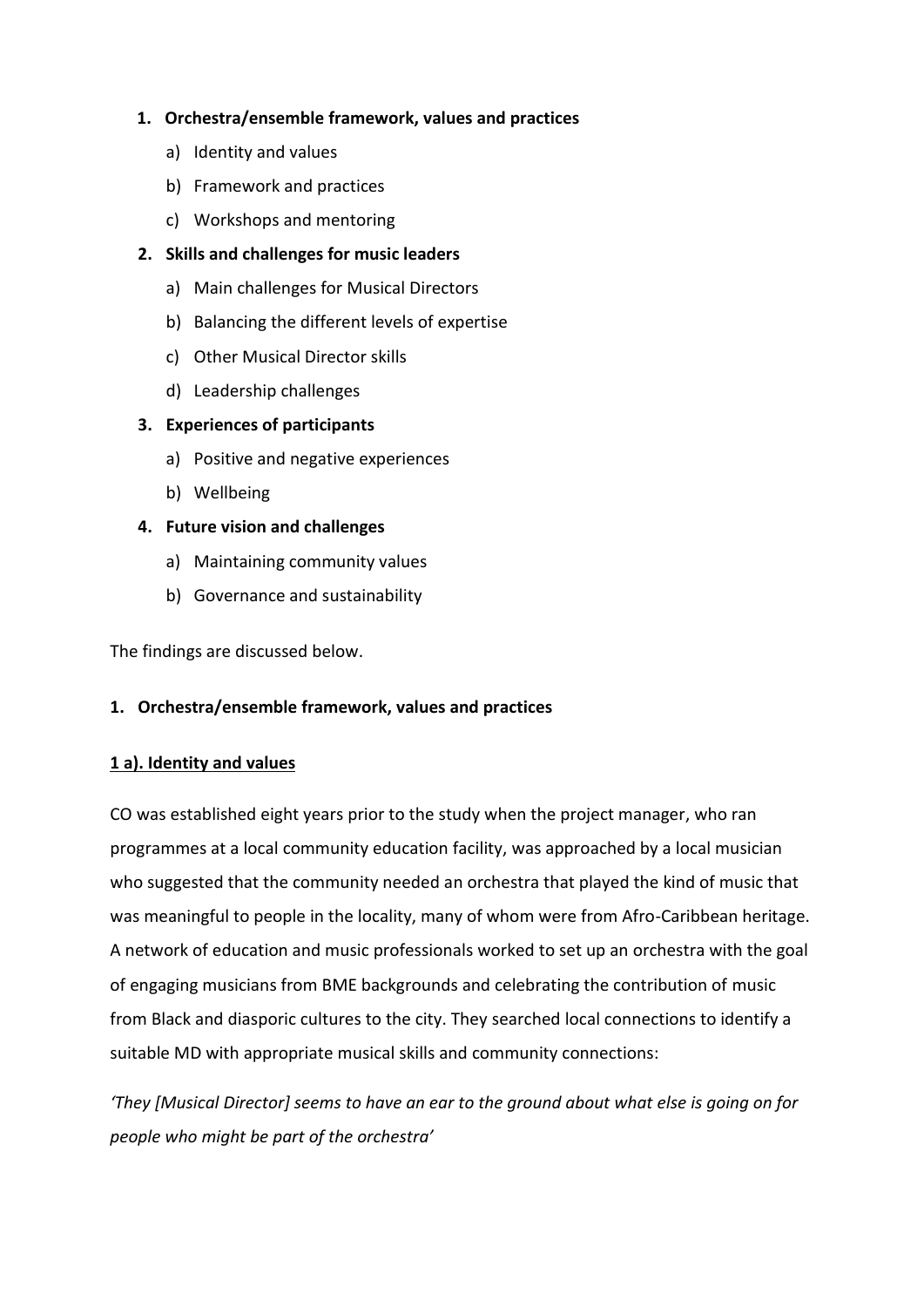1. **Orchestra/ensemble framework, values and practices**
   - a) Identity and values
   - b) Framework and practices
   - c) Workshops and mentoring
2. **Skills and challenges for music leaders**
   - a) Main challenges for Musical Directors
   - b) Balancing the different levels of expertise
   - c) Other Musical Director skills
   - d) Leadership challenges
3. **Experiences of participants**
   - a) Positive and negative experiences
   - b) Wellbeing
4. **Future vision and challenges**
   - a) Maintaining community values
   - b) Governance and sustainability

The findings are discussed below.

## 1. Orchestra/ensemble framework, values and practices

### 1 a). Identity and values

CO was established eight years prior to the study when the project manager, who ran programmes at a local community education facility, was approached by a local musician who suggested that the community needed an orchestra that played the kind of music that was meaningful to people in the locality, many of whom were from Afro-Caribbean heritage. A network of education and music professionals worked to set up an orchestra with the goal of engaging musicians from BME backgrounds and celebrating the contribution of music from Black and diasporic cultures to the city. They searched local connections to identify a suitable MD with appropriate musical skills and community connections:

*'They [Musical Director] seems to have an ear to the ground about what else is going on for people who might be part of the orchestra'*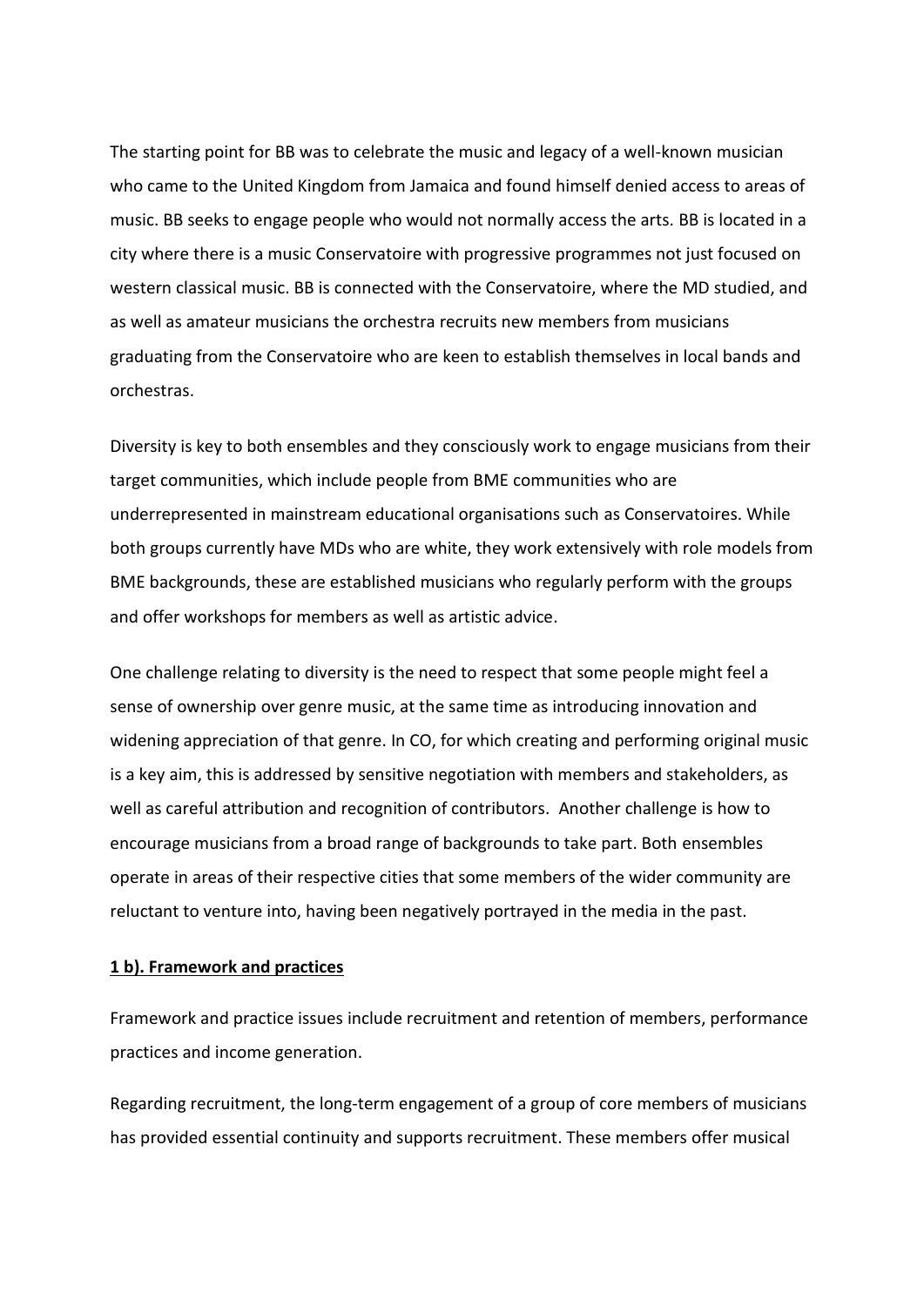The starting point for BB was to celebrate the music and legacy of a well-known musician who came to the United Kingdom from Jamaica and found himself denied access to areas of music. BB seeks to engage people who would not normally access the arts. BB is located in a city where there is a music Conservatoire with progressive programmes not just focused on western classical music. BB is connected with the Conservatoire, where the MD studied, and as well as amateur musicians the orchestra recruits new members from musicians graduating from the Conservatoire who are keen to establish themselves in local bands and orchestras.

Diversity is key to both ensembles and they consciously work to engage musicians from their target communities, which include people from BME communities who are underrepresented in mainstream educational organisations such as Conservatoires. While both groups currently have MDs who are white, they work extensively with role models from BME backgrounds, these are established musicians who regularly perform with the groups and offer workshops for members as well as artistic advice.

One challenge relating to diversity is the need to respect that some people might feel a sense of ownership over genre music, at the same time as introducing innovation and widening appreciation of that genre. In CO, for which creating and performing original music is a key aim, this is addressed by sensitive negotiation with members and stakeholders, as well as careful attribution and recognition of contributors. Another challenge is how to encourage musicians from a broad range of backgrounds to take part. Both ensembles operate in areas of their respective cities that some members of the wider community are reluctant to venture into, having been negatively portrayed in the media in the past.

**1 b). Framework and practices**

Framework and practice issues include recruitment and retention of members, performance practices and income generation.

Regarding recruitment, the long-term engagement of a group of core members of musicians has provided essential continuity and supports recruitment. These members offer musical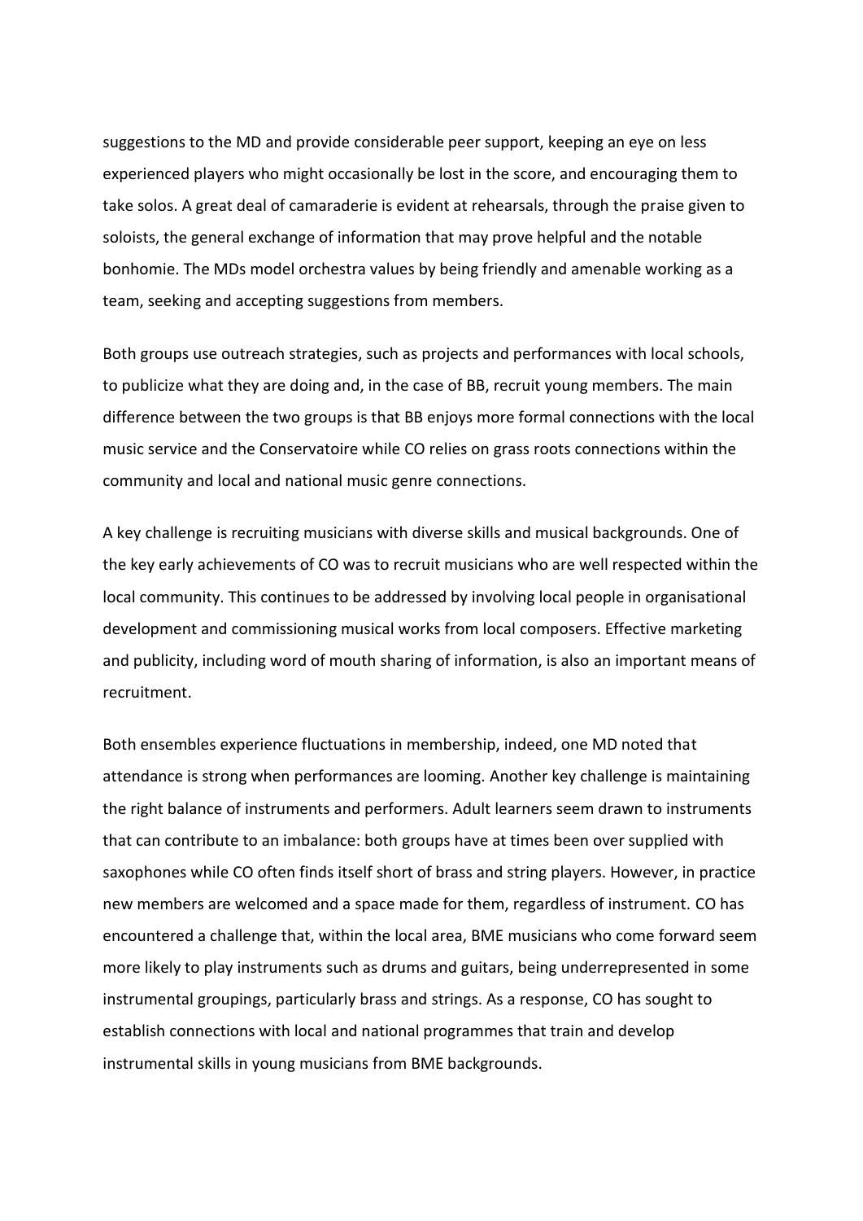suggestions to the MD and provide considerable peer support, keeping an eye on less experienced players who might occasionally be lost in the score, and encouraging them to take solos. A great deal of camaraderie is evident at rehearsals, through the praise given to soloists, the general exchange of information that may prove helpful and the notable bonhomie. The MDs model orchestra values by being friendly and amenable working as a team, seeking and accepting suggestions from members.

Both groups use outreach strategies, such as projects and performances with local schools, to publicize what they are doing and, in the case of BB, recruit young members. The main difference between the two groups is that BB enjoys more formal connections with the local music service and the Conservatoire while CO relies on grass roots connections within the community and local and national music genre connections.

A key challenge is recruiting musicians with diverse skills and musical backgrounds. One of the key early achievements of CO was to recruit musicians who are well respected within the local community. This continues to be addressed by involving local people in organisational development and commissioning musical works from local composers. Effective marketing and publicity, including word of mouth sharing of information, is also an important means of recruitment.

Both ensembles experience fluctuations in membership, indeed, one MD noted that attendance is strong when performances are looming. Another key challenge is maintaining the right balance of instruments and performers. Adult learners seem drawn to instruments that can contribute to an imbalance: both groups have at times been over supplied with saxophones while CO often finds itself short of brass and string players. However, in practice new members are welcomed and a space made for them, regardless of instrument. CO has encountered a challenge that, within the local area, BME musicians who come forward seem more likely to play instruments such as drums and guitars, being underrepresented in some instrumental groupings, particularly brass and strings. As a response, CO has sought to establish connections with local and national programmes that train and develop instrumental skills in young musicians from BME backgrounds.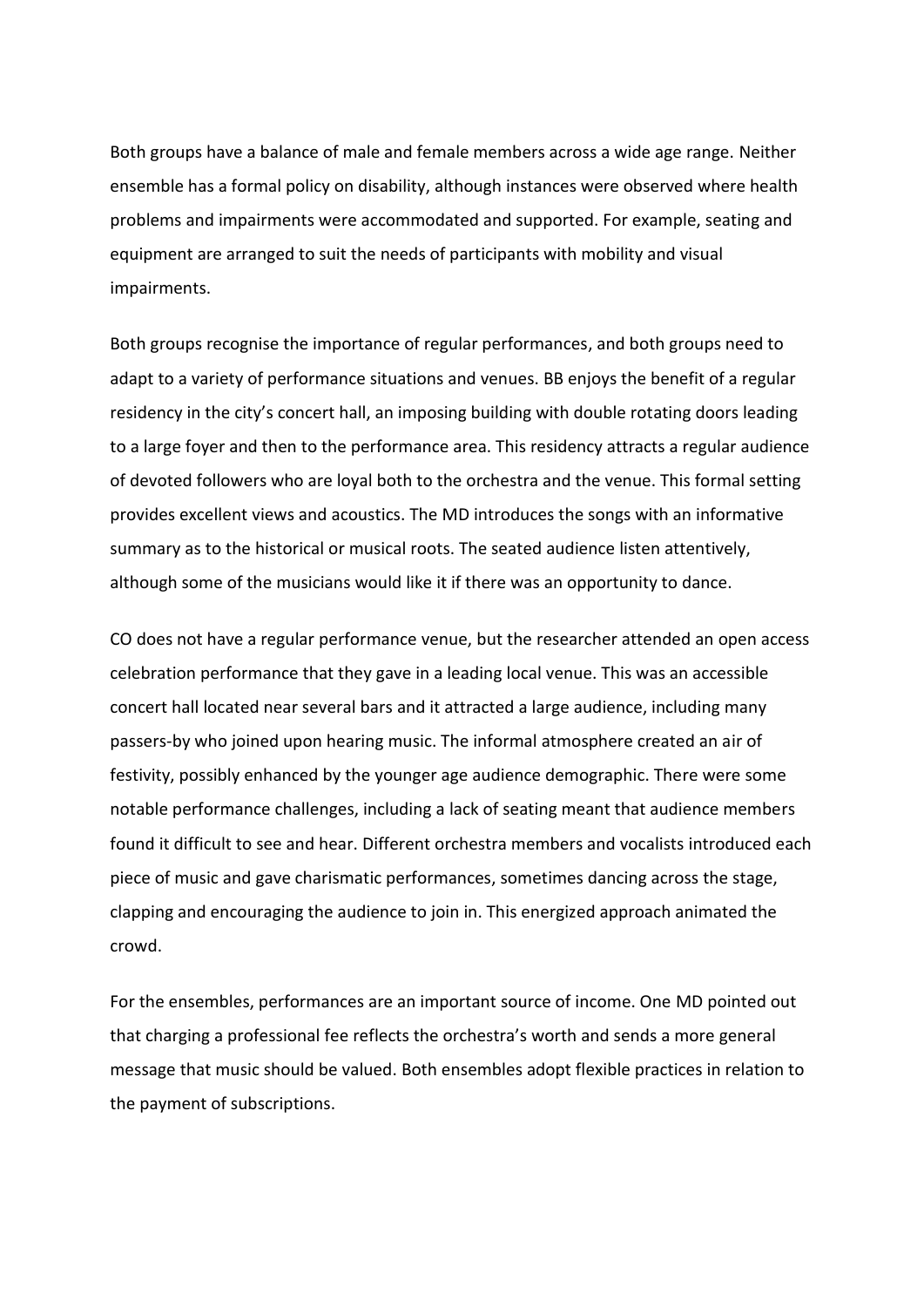Both groups have a balance of male and female members across a wide age range. Neither ensemble has a formal policy on disability, although instances were observed where health problems and impairments were accommodated and supported. For example, seating and equipment are arranged to suit the needs of participants with mobility and visual impairments.

Both groups recognise the importance of regular performances, and both groups need to adapt to a variety of performance situations and venues. BB enjoys the benefit of a regular residency in the city's concert hall, an imposing building with double rotating doors leading to a large foyer and then to the performance area. This residency attracts a regular audience of devoted followers who are loyal both to the orchestra and the venue. This formal setting provides excellent views and acoustics. The MD introduces the songs with an informative summary as to the historical or musical roots. The seated audience listen attentively, although some of the musicians would like it if there was an opportunity to dance.

CO does not have a regular performance venue, but the researcher attended an open access celebration performance that they gave in a leading local venue. This was an accessible concert hall located near several bars and it attracted a large audience, including many passers-by who joined upon hearing music. The informal atmosphere created an air of festivity, possibly enhanced by the younger age audience demographic. There were some notable performance challenges, including a lack of seating meant that audience members found it difficult to see and hear. Different orchestra members and vocalists introduced each piece of music and gave charismatic performances, sometimes dancing across the stage, clapping and encouraging the audience to join in. This energized approach animated the crowd.

For the ensembles, performances are an important source of income. One MD pointed out that charging a professional fee reflects the orchestra's worth and sends a more general message that music should be valued. Both ensembles adopt flexible practices in relation to the payment of subscriptions.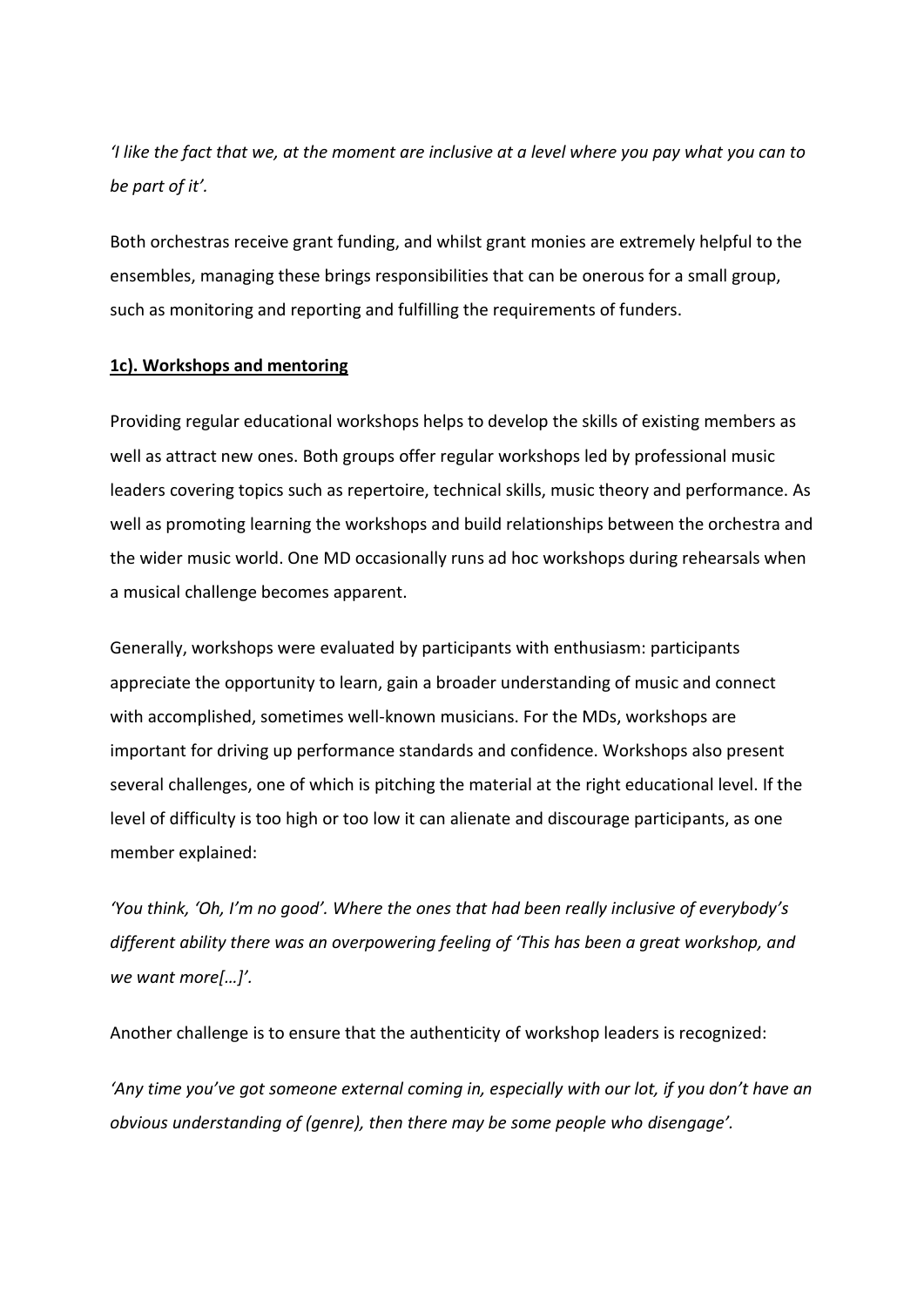*'I like the fact that we, at the moment are inclusive at a level where you pay what you can to be part of it'.*

Both orchestras receive grant funding, and whilst grant monies are extremely helpful to the ensembles, managing these brings responsibilities that can be onerous for a small group, such as monitoring and reporting and fulfilling the requirements of funders.

**1c). Workshops and mentoring**

Providing regular educational workshops helps to develop the skills of existing members as well as attract new ones. Both groups offer regular workshops led by professional music leaders covering topics such as repertoire, technical skills, music theory and performance. As well as promoting learning the workshops and build relationships between the orchestra and the wider music world. One MD occasionally runs ad hoc workshops during rehearsals when a musical challenge becomes apparent.

Generally, workshops were evaluated by participants with enthusiasm: participants appreciate the opportunity to learn, gain a broader understanding of music and connect with accomplished, sometimes well-known musicians. For the MDs, workshops are important for driving up performance standards and confidence. Workshops also present several challenges, one of which is pitching the material at the right educational level. If the level of difficulty is too high or too low it can alienate and discourage participants, as one member explained:

*'You think, 'Oh, I'm no good'. Where the ones that had been really inclusive of everybody's different ability there was an overpowering feeling of 'This has been a great workshop, and we want more[…]'.*

Another challenge is to ensure that the authenticity of workshop leaders is recognized:

*'Any time you've got someone external coming in, especially with our lot, if you don't have an obvious understanding of (genre), then there may be some people who disengage'.*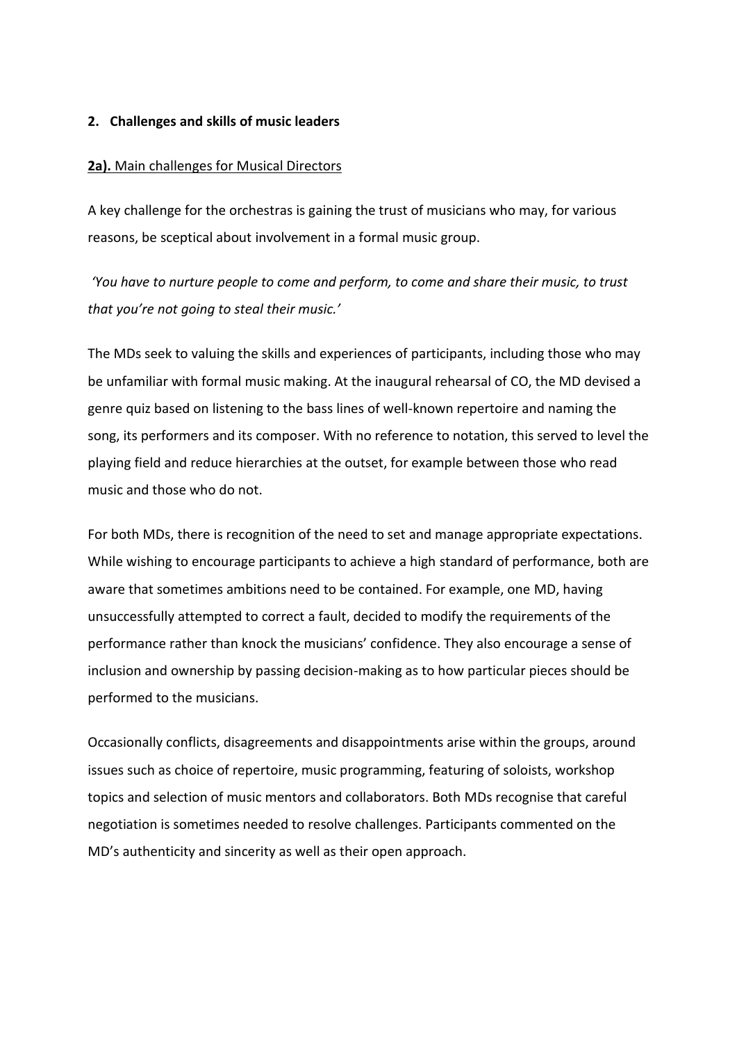## 2. Challenges and skills of music leaders

### **2a).** Main challenges for Musical Directors

A key challenge for the orchestras is gaining the trust of musicians who may, for various reasons, be sceptical about involvement in a formal music group.

*'You have to nurture people to come and perform, to come and share their music, to trust that you're not going to steal their music.'*

The MDs seek to valuing the skills and experiences of participants, including those who may be unfamiliar with formal music making. At the inaugural rehearsal of CO, the MD devised a genre quiz based on listening to the bass lines of well-known repertoire and naming the song, its performers and its composer. With no reference to notation, this served to level the playing field and reduce hierarchies at the outset, for example between those who read music and those who do not.

For both MDs, there is recognition of the need to set and manage appropriate expectations. While wishing to encourage participants to achieve a high standard of performance, both are aware that sometimes ambitions need to be contained. For example, one MD, having unsuccessfully attempted to correct a fault, decided to modify the requirements of the performance rather than knock the musicians' confidence. They also encourage a sense of inclusion and ownership by passing decision-making as to how particular pieces should be performed to the musicians.

Occasionally conflicts, disagreements and disappointments arise within the groups, around issues such as choice of repertoire, music programming, featuring of soloists, workshop topics and selection of music mentors and collaborators. Both MDs recognise that careful negotiation is sometimes needed to resolve challenges. Participants commented on the MD's authenticity and sincerity as well as their open approach.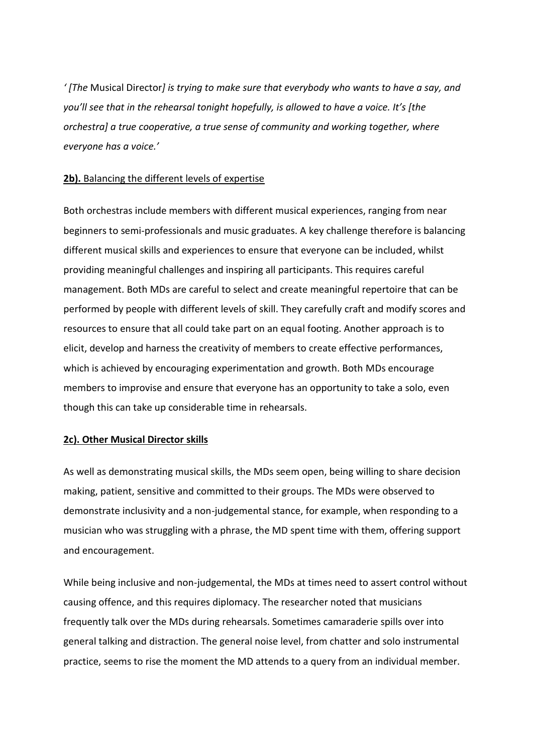*' [The* Musical Director*] is trying to make sure that everybody who wants to have a say, and you'll see that in the rehearsal tonight hopefully, is allowed to have a voice. It's [the orchestra] a true cooperative, a true sense of community and working together, where everyone has a voice.'*

**2b).** Balancing the different levels of expertise

Both orchestras include members with different musical experiences, ranging from near beginners to semi-professionals and music graduates. A key challenge therefore is balancing different musical skills and experiences to ensure that everyone can be included, whilst providing meaningful challenges and inspiring all participants. This requires careful management. Both MDs are careful to select and create meaningful repertoire that can be performed by people with different levels of skill. They carefully craft and modify scores and resources to ensure that all could take part on an equal footing. Another approach is to elicit, develop and harness the creativity of members to create effective performances, which is achieved by encouraging experimentation and growth. Both MDs encourage members to improvise and ensure that everyone has an opportunity to take a solo, even though this can take up considerable time in rehearsals.

**2c). Other Musical Director skills**

As well as demonstrating musical skills, the MDs seem open, being willing to share decision making, patient, sensitive and committed to their groups. The MDs were observed to demonstrate inclusivity and a non-judgemental stance, for example, when responding to a musician who was struggling with a phrase, the MD spent time with them, offering support and encouragement.

While being inclusive and non-judgemental, the MDs at times need to assert control without causing offence, and this requires diplomacy. The researcher noted that musicians frequently talk over the MDs during rehearsals. Sometimes camaraderie spills over into general talking and distraction. The general noise level, from chatter and solo instrumental practice, seems to rise the moment the MD attends to a query from an individual member.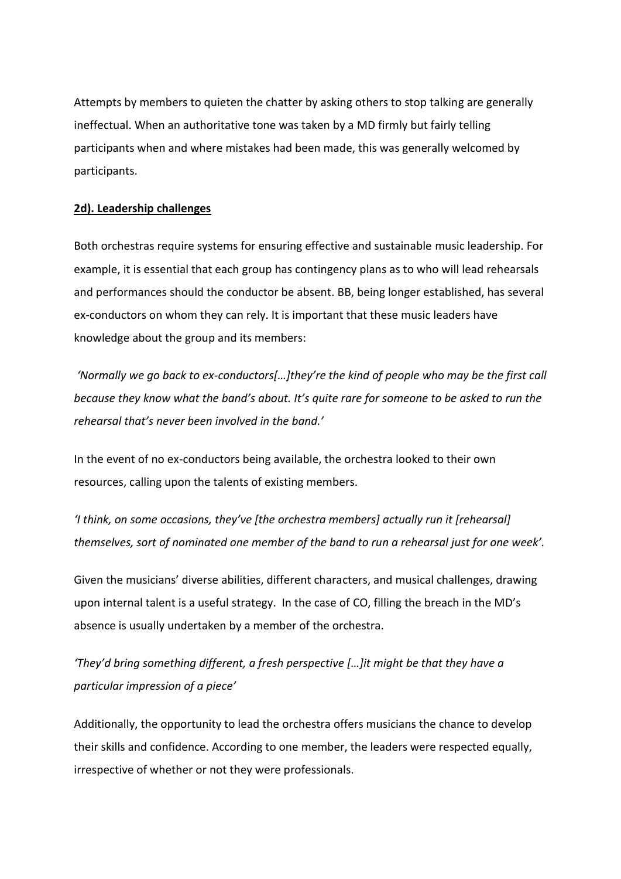Attempts by members to quieten the chatter by asking others to stop talking are generally ineffectual. When an authoritative tone was taken by a MD firmly but fairly telling participants when and where mistakes had been made, this was generally welcomed by participants.

### 2d). Leadership challenges

Both orchestras require systems for ensuring effective and sustainable music leadership. For example, it is essential that each group has contingency plans as to who will lead rehearsals and performances should the conductor be absent. BB, being longer established, has several ex-conductors on whom they can rely. It is important that these music leaders have knowledge about the group and its members:

*'Normally we go back to ex-conductors[…]they're the kind of people who may be the first call because they know what the band's about. It's quite rare for someone to be asked to run the rehearsal that's never been involved in the band.'*

In the event of no ex-conductors being available, the orchestra looked to their own resources, calling upon the talents of existing members.

*'I think, on some occasions, they've [the orchestra members] actually run it [rehearsal] themselves, sort of nominated one member of the band to run a rehearsal just for one week'.*

Given the musicians' diverse abilities, different characters, and musical challenges, drawing upon internal talent is a useful strategy. In the case of CO, filling the breach in the MD's absence is usually undertaken by a member of the orchestra.

*'They'd bring something different, a fresh perspective […]it might be that they have a particular impression of a piece'*

Additionally, the opportunity to lead the orchestra offers musicians the chance to develop their skills and confidence. According to one member, the leaders were respected equally, irrespective of whether or not they were professionals.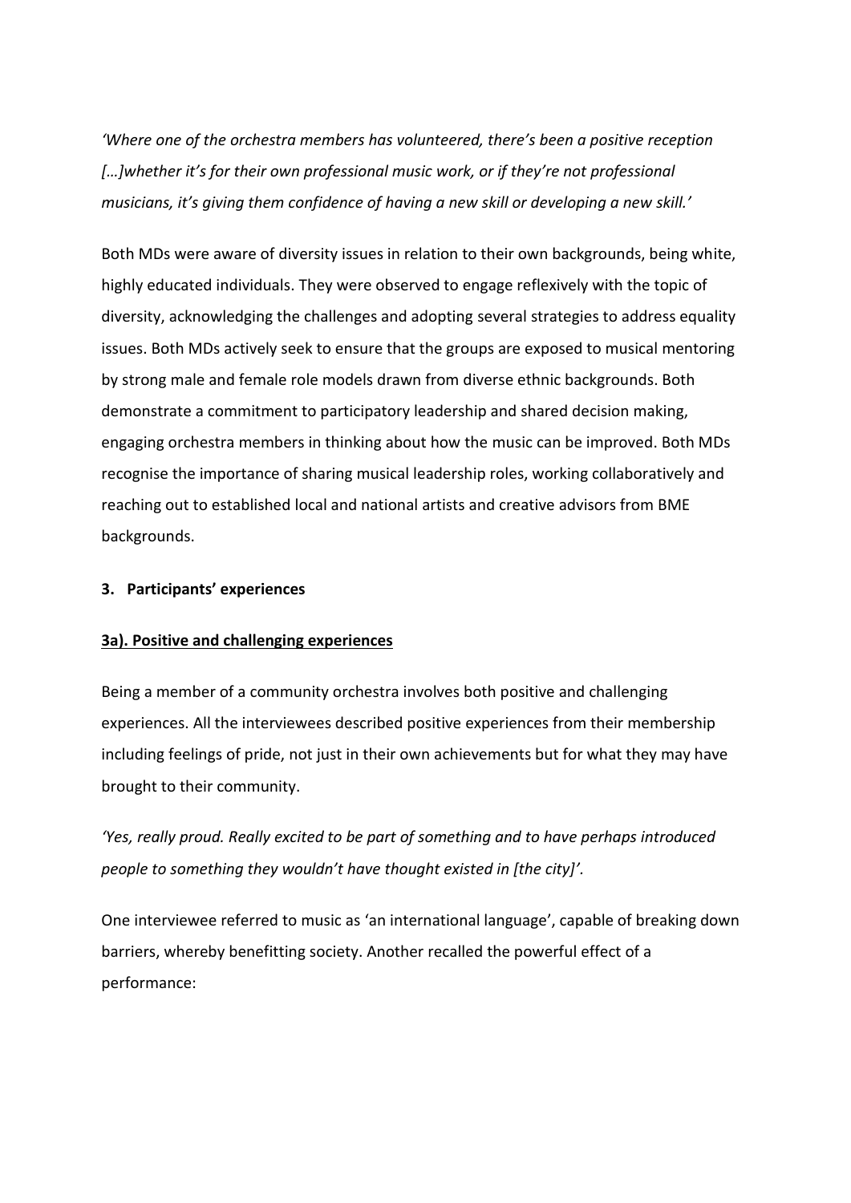*'Where one of the orchestra members has volunteered, there's been a positive reception […]whether it's for their own professional music work, or if they're not professional musicians, it's giving them confidence of having a new skill or developing a new skill.'*

Both MDs were aware of diversity issues in relation to their own backgrounds, being white, highly educated individuals. They were observed to engage reflexively with the topic of diversity, acknowledging the challenges and adopting several strategies to address equality issues. Both MDs actively seek to ensure that the groups are exposed to musical mentoring by strong male and female role models drawn from diverse ethnic backgrounds. Both demonstrate a commitment to participatory leadership and shared decision making, engaging orchestra members in thinking about how the music can be improved. Both MDs recognise the importance of sharing musical leadership roles, working collaboratively and reaching out to established local and national artists and creative advisors from BME backgrounds.

**3. Participants' experiences**

**3a). Positive and challenging experiences**

Being a member of a community orchestra involves both positive and challenging experiences. All the interviewees described positive experiences from their membership including feelings of pride, not just in their own achievements but for what they may have brought to their community.

*'Yes, really proud. Really excited to be part of something and to have perhaps introduced people to something they wouldn't have thought existed in [the city]'.*

One interviewee referred to music as 'an international language', capable of breaking down barriers, whereby benefitting society. Another recalled the powerful effect of a performance: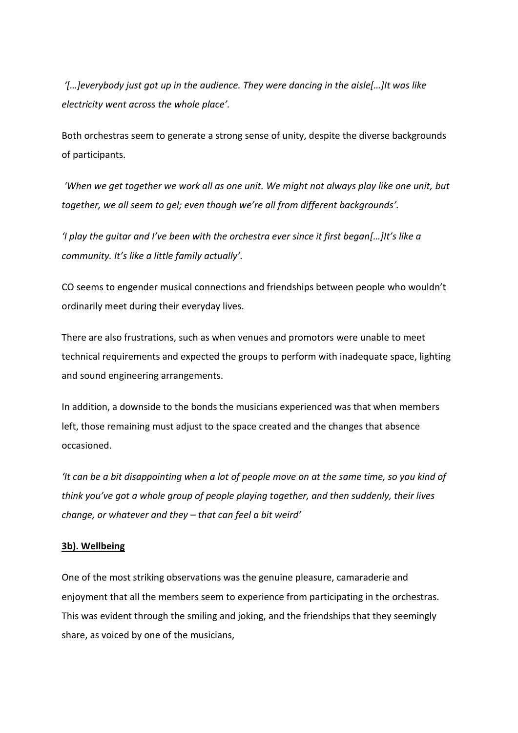*'[…]everybody just got up in the audience. They were dancing in the aisle[…]It was like electricity went across the whole place'.*

Both orchestras seem to generate a strong sense of unity, despite the diverse backgrounds of participants.

*'When we get together we work all as one unit. We might not always play like one unit, but together, we all seem to gel; even though we're all from different backgrounds'.*

*'I play the guitar and I've been with the orchestra ever since it first began[…]It's like a community. It's like a little family actually'.*

CO seems to engender musical connections and friendships between people who wouldn't ordinarily meet during their everyday lives.

There are also frustrations, such as when venues and promotors were unable to meet technical requirements and expected the groups to perform with inadequate space, lighting and sound engineering arrangements.

In addition, a downside to the bonds the musicians experienced was that when members left, those remaining must adjust to the space created and the changes that absence occasioned.

*'It can be a bit disappointing when a lot of people move on at the same time, so you kind of think you've got a whole group of people playing together, and then suddenly, their lives change, or whatever and they – that can feel a bit weird'*

### 3b). Wellbeing

One of the most striking observations was the genuine pleasure, camaraderie and enjoyment that all the members seem to experience from participating in the orchestras. This was evident through the smiling and joking, and the friendships that they seemingly share, as voiced by one of the musicians,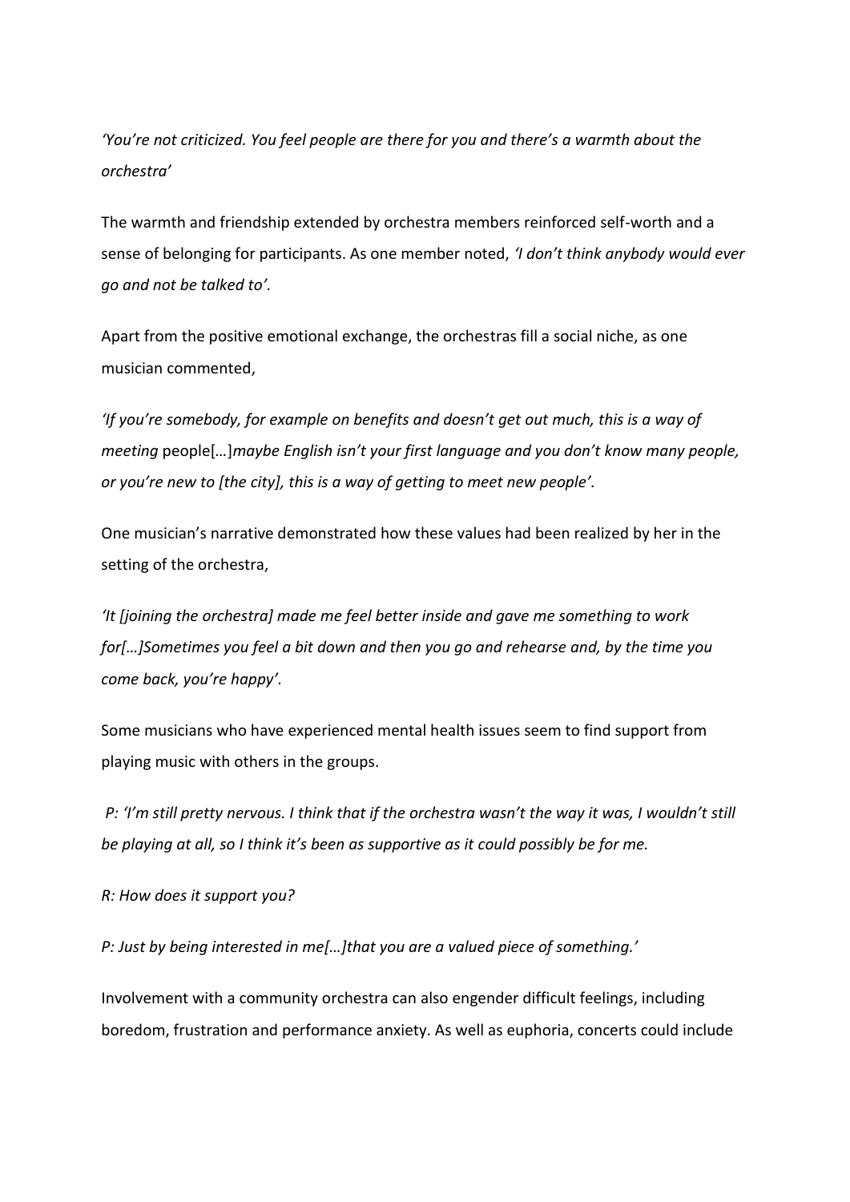*'You're not criticized. You feel people are there for you and there's a warmth about the orchestra'*

The warmth and friendship extended by orchestra members reinforced self-worth and a sense of belonging for participants. As one member noted, *'I don't think anybody would ever go and not be talked to'.*

Apart from the positive emotional exchange, the orchestras fill a social niche, as one musician commented,

*'If you're somebody, for example on benefits and doesn't get out much, this is a way of meeting* people[…]*maybe English isn't your first language and you don't know many people, or you're new to [the city], this is a way of getting to meet new people'.*

One musician's narrative demonstrated how these values had been realized by her in the setting of the orchestra,

*'It [joining the orchestra] made me feel better inside and gave me something to work for[…]Sometimes you feel a bit down and then you go and rehearse and, by the time you come back, you're happy'.*

Some musicians who have experienced mental health issues seem to find support from playing music with others in the groups.

*P: 'I'm still pretty nervous. I think that if the orchestra wasn't the way it was, I wouldn't still be playing at all, so I think it's been as supportive as it could possibly be for me.*

*R: How does it support you?*

*P: Just by being interested in me[…]that you are a valued piece of something.'*

Involvement with a community orchestra can also engender difficult feelings, including boredom, frustration and performance anxiety. As well as euphoria, concerts could include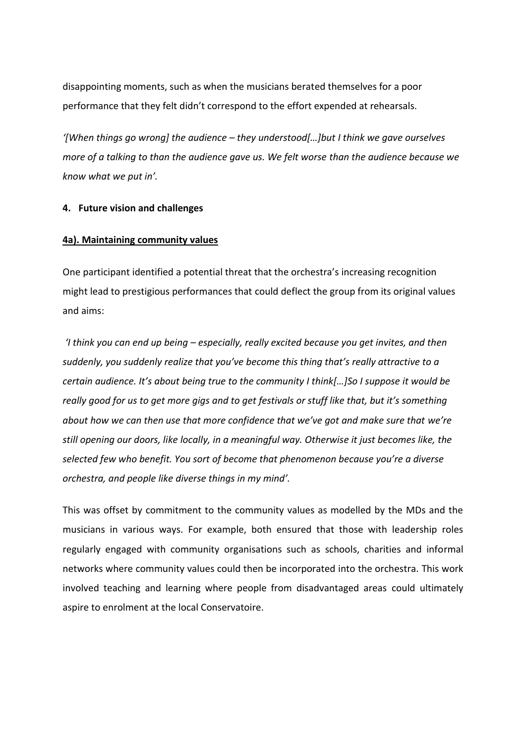disappointing moments, such as when the musicians berated themselves for a poor performance that they felt didn't correspond to the effort expended at rehearsals.

*'[When things go wrong] the audience – they understood[…]but I think we gave ourselves more of a talking to than the audience gave us. We felt worse than the audience because we know what we put in'.*

## 4. Future vision and challenges

### 4a). Maintaining community values

One participant identified a potential threat that the orchestra's increasing recognition might lead to prestigious performances that could deflect the group from its original values and aims:

*'I think you can end up being – especially, really excited because you get invites, and then suddenly, you suddenly realize that you've become this thing that's really attractive to a certain audience. It's about being true to the community I think[…]So I suppose it would be really good for us to get more gigs and to get festivals or stuff like that, but it's something about how we can then use that more confidence that we've got and make sure that we're still opening our doors, like locally, in a meaningful way. Otherwise it just becomes like, the selected few who benefit. You sort of become that phenomenon because you're a diverse orchestra, and people like diverse things in my mind'.*

This was offset by commitment to the community values as modelled by the MDs and the musicians in various ways. For example, both ensured that those with leadership roles regularly engaged with community organisations such as schools, charities and informal networks where community values could then be incorporated into the orchestra. This work involved teaching and learning where people from disadvantaged areas could ultimately aspire to enrolment at the local Conservatoire.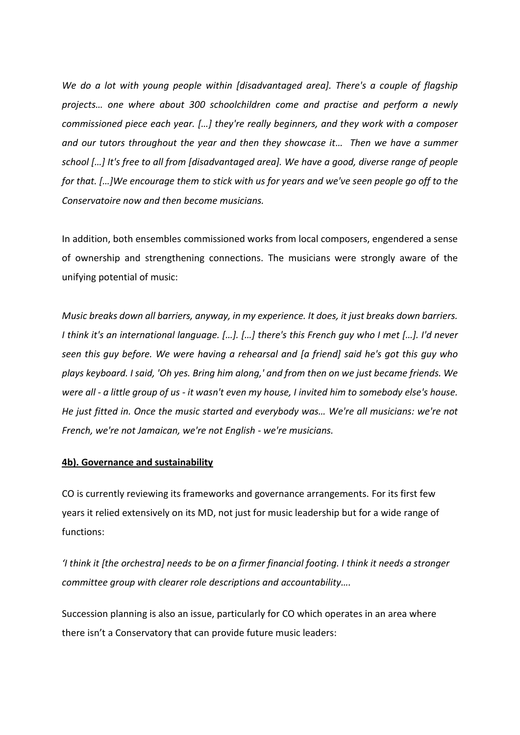*We do a lot with young people within [disadvantaged area]. There's a couple of flagship projects… one where about 300 schoolchildren come and practise and perform a newly commissioned piece each year. […] they're really beginners, and they work with a composer and our tutors throughout the year and then they showcase it… Then we have a summer school […] It's free to all from [disadvantaged area]. We have a good, diverse range of people for that. […]We encourage them to stick with us for years and we've seen people go off to the Conservatoire now and then become musicians.*

In addition, both ensembles commissioned works from local composers, engendered a sense of ownership and strengthening connections. The musicians were strongly aware of the unifying potential of music:

*Music breaks down all barriers, anyway, in my experience. It does, it just breaks down barriers. I think it's an international language. […]. […] there's this French guy who I met […]. I'd never seen this guy before. We were having a rehearsal and [a friend] said he's got this guy who plays keyboard. I said, 'Oh yes. Bring him along,' and from then on we just became friends. We were all - a little group of us - it wasn't even my house, I invited him to somebody else's house. He just fitted in. Once the music started and everybody was… We're all musicians: we're not French, we're not Jamaican, we're not English - we're musicians.*

**4b). Governance and sustainability**

CO is currently reviewing its frameworks and governance arrangements. For its first few years it relied extensively on its MD, not just for music leadership but for a wide range of functions:

*'I think it [the orchestra] needs to be on a firmer financial footing. I think it needs a stronger committee group with clearer role descriptions and accountability….*

Succession planning is also an issue, particularly for CO which operates in an area where there isn't a Conservatory that can provide future music leaders: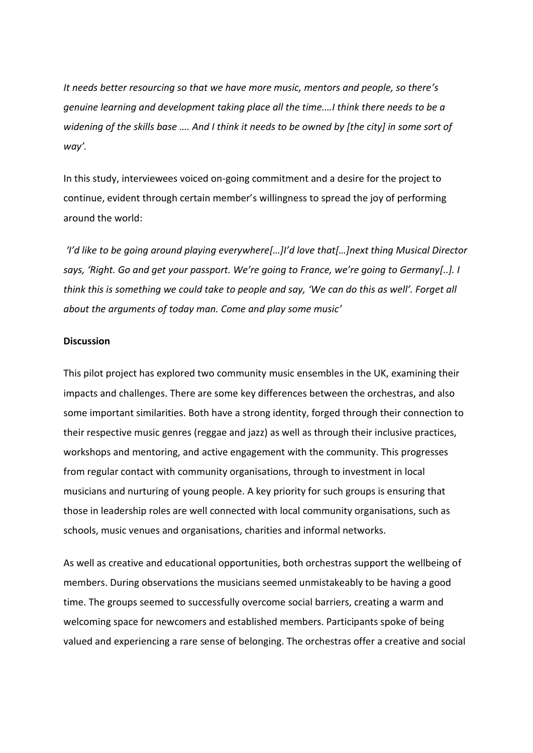*It needs better resourcing so that we have more music, mentors and people, so there's genuine learning and development taking place all the time.…I think there needs to be a widening of the skills base …. And I think it needs to be owned by [the city] in some sort of way'.*

In this study, interviewees voiced on-going commitment and a desire for the project to continue, evident through certain member's willingness to spread the joy of performing around the world:

*'I'd like to be going around playing everywhere[…]I'd love that[…]next thing Musical Director says, 'Right. Go and get your passport. We're going to France, we're going to Germany[..]. I think this is something we could take to people and say, 'We can do this as well'. Forget all about the arguments of today man. Come and play some music'*

**Discussion**

This pilot project has explored two community music ensembles in the UK, examining their impacts and challenges. There are some key differences between the orchestras, and also some important similarities. Both have a strong identity, forged through their connection to their respective music genres (reggae and jazz) as well as through their inclusive practices, workshops and mentoring, and active engagement with the community. This progresses from regular contact with community organisations, through to investment in local musicians and nurturing of young people. A key priority for such groups is ensuring that those in leadership roles are well connected with local community organisations, such as schools, music venues and organisations, charities and informal networks.

As well as creative and educational opportunities, both orchestras support the wellbeing of members. During observations the musicians seemed unmistakeably to be having a good time. The groups seemed to successfully overcome social barriers, creating a warm and welcoming space for newcomers and established members. Participants spoke of being valued and experiencing a rare sense of belonging. The orchestras offer a creative and social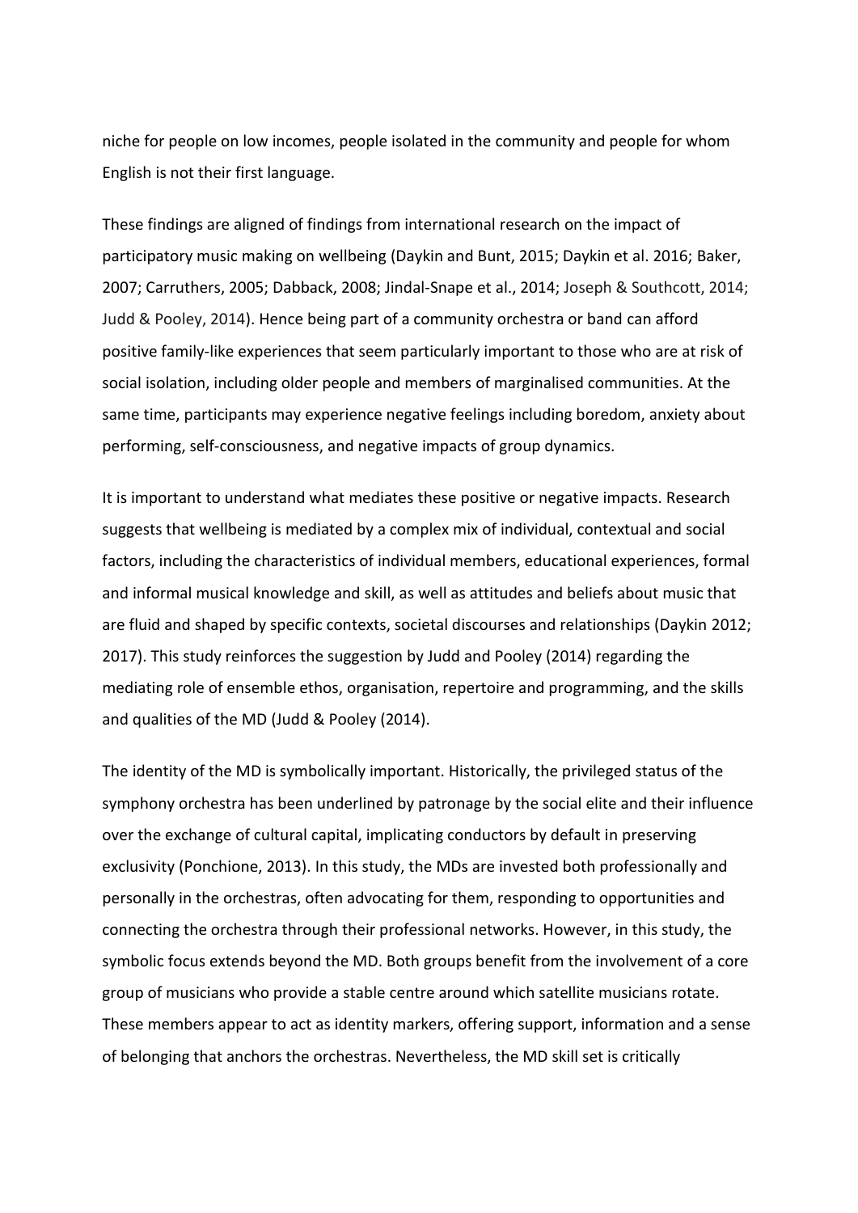niche for people on low incomes, people isolated in the community and people for whom English is not their first language.

These findings are aligned of findings from international research on the impact of participatory music making on wellbeing (Daykin and Bunt, 2015; Daykin et al. 2016; Baker, 2007; Carruthers, 2005; Dabback, 2008; Jindal-Snape et al., 2014; Joseph & Southcott, 2014; Judd & Pooley, 2014). Hence being part of a community orchestra or band can afford positive family-like experiences that seem particularly important to those who are at risk of social isolation, including older people and members of marginalised communities. At the same time, participants may experience negative feelings including boredom, anxiety about performing, self-consciousness, and negative impacts of group dynamics.

It is important to understand what mediates these positive or negative impacts. Research suggests that wellbeing is mediated by a complex mix of individual, contextual and social factors, including the characteristics of individual members, educational experiences, formal and informal musical knowledge and skill, as well as attitudes and beliefs about music that are fluid and shaped by specific contexts, societal discourses and relationships (Daykin 2012; 2017). This study reinforces the suggestion by Judd and Pooley (2014) regarding the mediating role of ensemble ethos, organisation, repertoire and programming, and the skills and qualities of the MD (Judd & Pooley (2014).

The identity of the MD is symbolically important. Historically, the privileged status of the symphony orchestra has been underlined by patronage by the social elite and their influence over the exchange of cultural capital, implicating conductors by default in preserving exclusivity (Ponchione, 2013). In this study, the MDs are invested both professionally and personally in the orchestras, often advocating for them, responding to opportunities and connecting the orchestra through their professional networks. However, in this study, the symbolic focus extends beyond the MD. Both groups benefit from the involvement of a core group of musicians who provide a stable centre around which satellite musicians rotate. These members appear to act as identity markers, offering support, information and a sense of belonging that anchors the orchestras. Nevertheless, the MD skill set is critically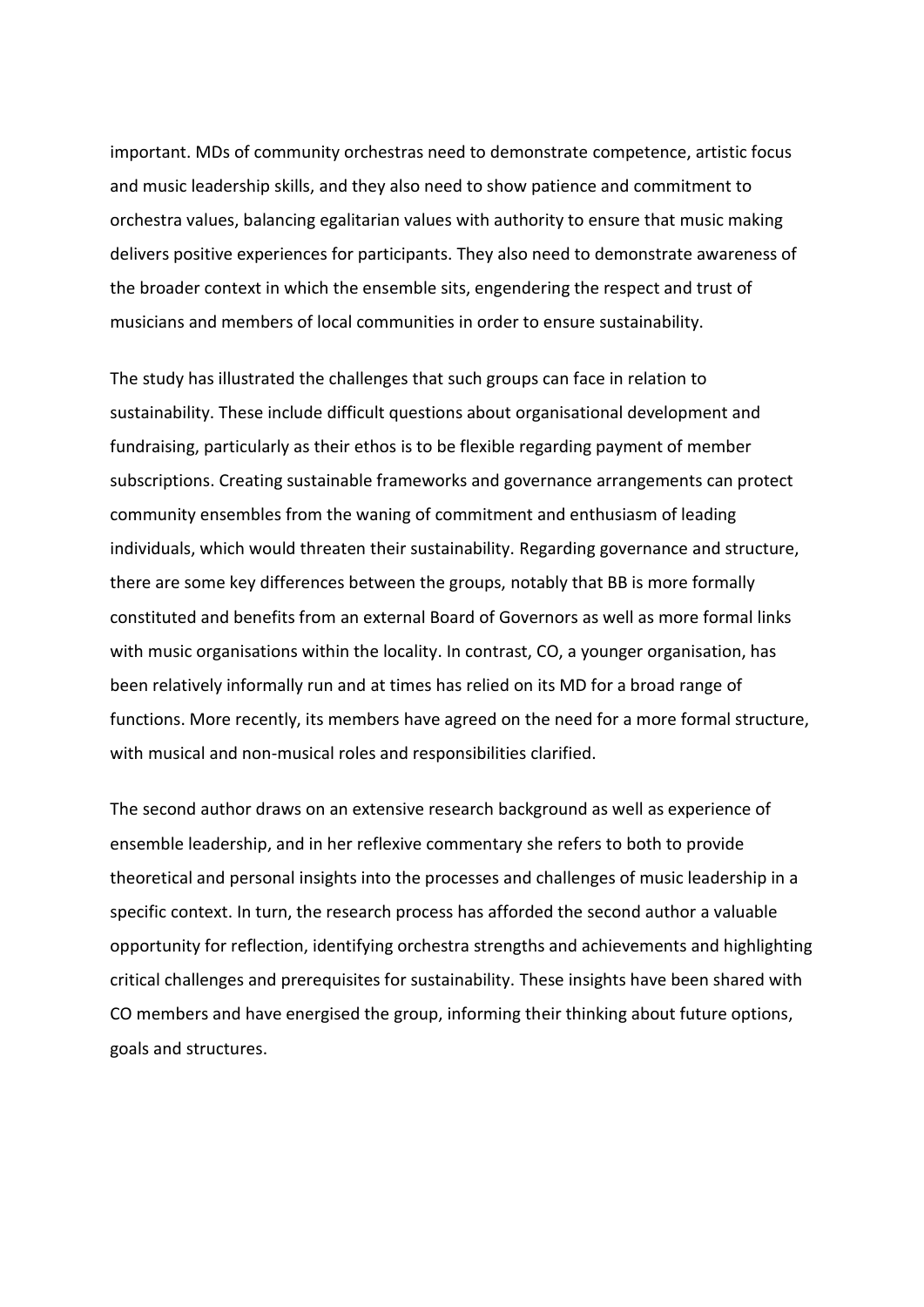important. MDs of community orchestras need to demonstrate competence, artistic focus and music leadership skills, and they also need to show patience and commitment to orchestra values, balancing egalitarian values with authority to ensure that music making delivers positive experiences for participants. They also need to demonstrate awareness of the broader context in which the ensemble sits, engendering the respect and trust of musicians and members of local communities in order to ensure sustainability.

The study has illustrated the challenges that such groups can face in relation to sustainability. These include difficult questions about organisational development and fundraising, particularly as their ethos is to be flexible regarding payment of member subscriptions. Creating sustainable frameworks and governance arrangements can protect community ensembles from the waning of commitment and enthusiasm of leading individuals, which would threaten their sustainability. Regarding governance and structure, there are some key differences between the groups, notably that BB is more formally constituted and benefits from an external Board of Governors as well as more formal links with music organisations within the locality. In contrast, CO, a younger organisation, has been relatively informally run and at times has relied on its MD for a broad range of functions. More recently, its members have agreed on the need for a more formal structure, with musical and non-musical roles and responsibilities clarified.

The second author draws on an extensive research background as well as experience of ensemble leadership, and in her reflexive commentary she refers to both to provide theoretical and personal insights into the processes and challenges of music leadership in a specific context. In turn, the research process has afforded the second author a valuable opportunity for reflection, identifying orchestra strengths and achievements and highlighting critical challenges and prerequisites for sustainability. These insights have been shared with CO members and have energised the group, informing their thinking about future options, goals and structures.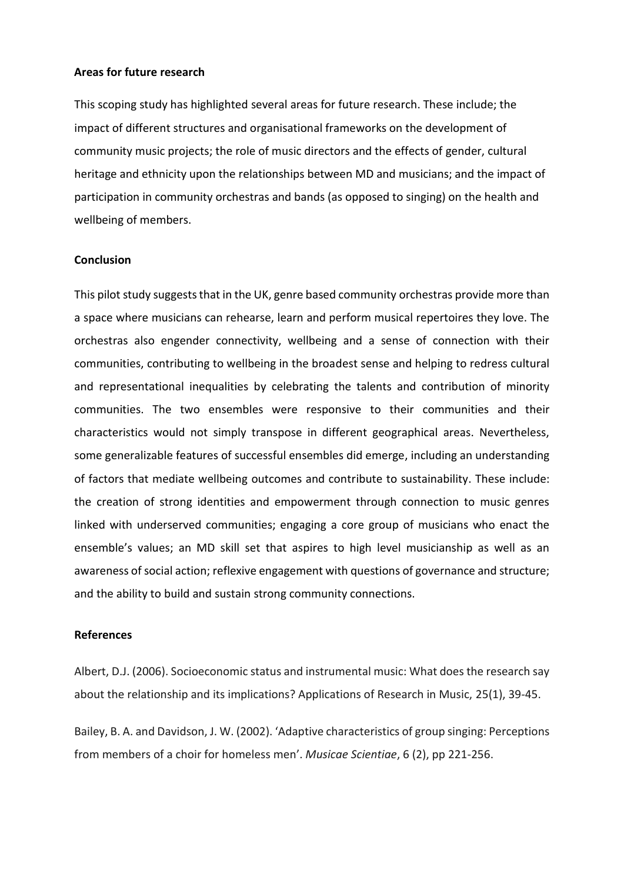**Areas for future research**

This scoping study has highlighted several areas for future research. These include; the impact of different structures and organisational frameworks on the development of community music projects; the role of music directors and the effects of gender, cultural heritage and ethnicity upon the relationships between MD and musicians; and the impact of participation in community orchestras and bands (as opposed to singing) on the health and wellbeing of members.

**Conclusion**

This pilot study suggests that in the UK, genre based community orchestras provide more than a space where musicians can rehearse, learn and perform musical repertoires they love. The orchestras also engender connectivity, wellbeing and a sense of connection with their communities, contributing to wellbeing in the broadest sense and helping to redress cultural and representational inequalities by celebrating the talents and contribution of minority communities. The two ensembles were responsive to their communities and their characteristics would not simply transpose in different geographical areas. Nevertheless, some generalizable features of successful ensembles did emerge, including an understanding of factors that mediate wellbeing outcomes and contribute to sustainability. These include: the creation of strong identities and empowerment through connection to music genres linked with underserved communities; engaging a core group of musicians who enact the ensemble's values; an MD skill set that aspires to high level musicianship as well as an awareness of social action; reflexive engagement with questions of governance and structure; and the ability to build and sustain strong community connections.

**References**

Albert, D.J. (2006). Socioeconomic status and instrumental music: What does the research say about the relationship and its implications? Applications of Research in Music, 25(1), 39-45.

Bailey, B. A. and Davidson, J. W. (2002). 'Adaptive characteristics of group singing: Perceptions from members of a choir for homeless men'. *Musicae Scientiae*, 6 (2), pp 221-256.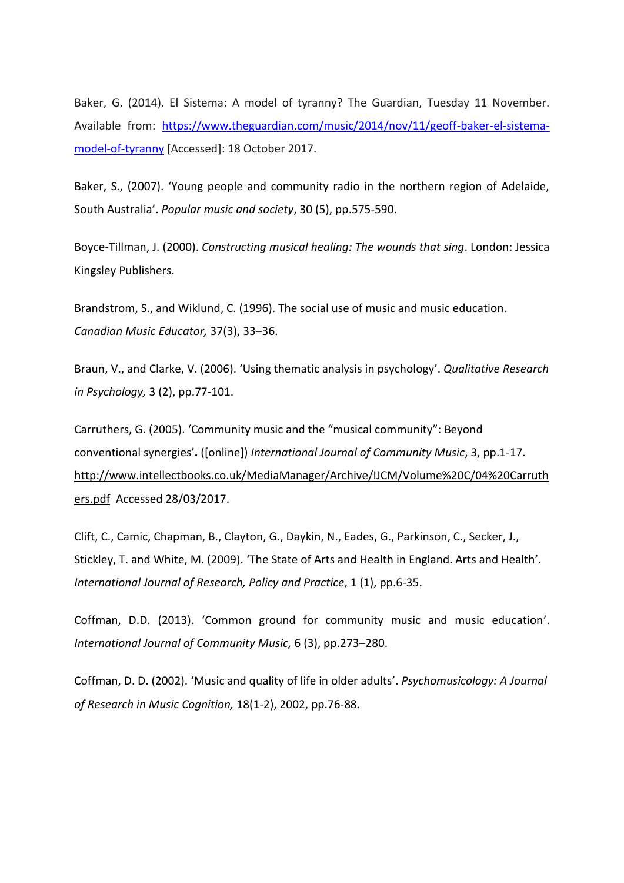Baker, G. (2014). El Sistema: A model of tyranny? The Guardian, Tuesday 11 November. Available from: [https://www.theguardian.com/music/2014/nov/11/geoff-baker-el-sistema-model-of-tyranny](https://www.theguardian.com/music/2014/nov/11/geoff-baker-el-sistema-model-of-tyranny) [Accessed]: 18 October 2017.

Baker, S., (2007). 'Young people and community radio in the northern region of Adelaide, South Australia'. *Popular music and society*, 30 (5), pp.575-590.

Boyce-Tillman, J. (2000). *Constructing musical healing: The wounds that sing*. London: Jessica Kingsley Publishers.

Brandstrom, S., and Wiklund, C. (1996). The social use of music and music education. *Canadian Music Educator,* 37(3), 33–36.

Braun, V., and Clarke, V. (2006). 'Using thematic analysis in psychology'. *Qualitative Research in Psychology,* 3 (2), pp.77-101.

Carruthers, G. (2005). 'Community music and the "musical community": Beyond conventional synergies'**.** ([online]) *International Journal of Community Music*, 3, pp.1-17. [http://www.intellectbooks.co.uk/MediaManager/Archive/IJCM/Volume%20C/04%20Carruthers.pdf](http://www.intellectbooks.co.uk/MediaManager/Archive/IJCM/Volume%20C/04%20Carruthers.pdf) Accessed 28/03/2017.

Clift, C., Camic, Chapman, B., Clayton, G., Daykin, N., Eades, G., Parkinson, C., Secker, J., Stickley, T. and White, M. (2009). 'The State of Arts and Health in England. Arts and Health'. *International Journal of Research, Policy and Practice*, 1 (1), pp.6-35.

Coffman, D.D. (2013). 'Common ground for community music and music education'. *International Journal of Community Music,* 6 (3), pp.273–280.

Coffman, D. D. (2002). 'Music and quality of life in older adults'. *Psychomusicology: A Journal of Research in Music Cognition,* 18(1-2), 2002, pp.76-88.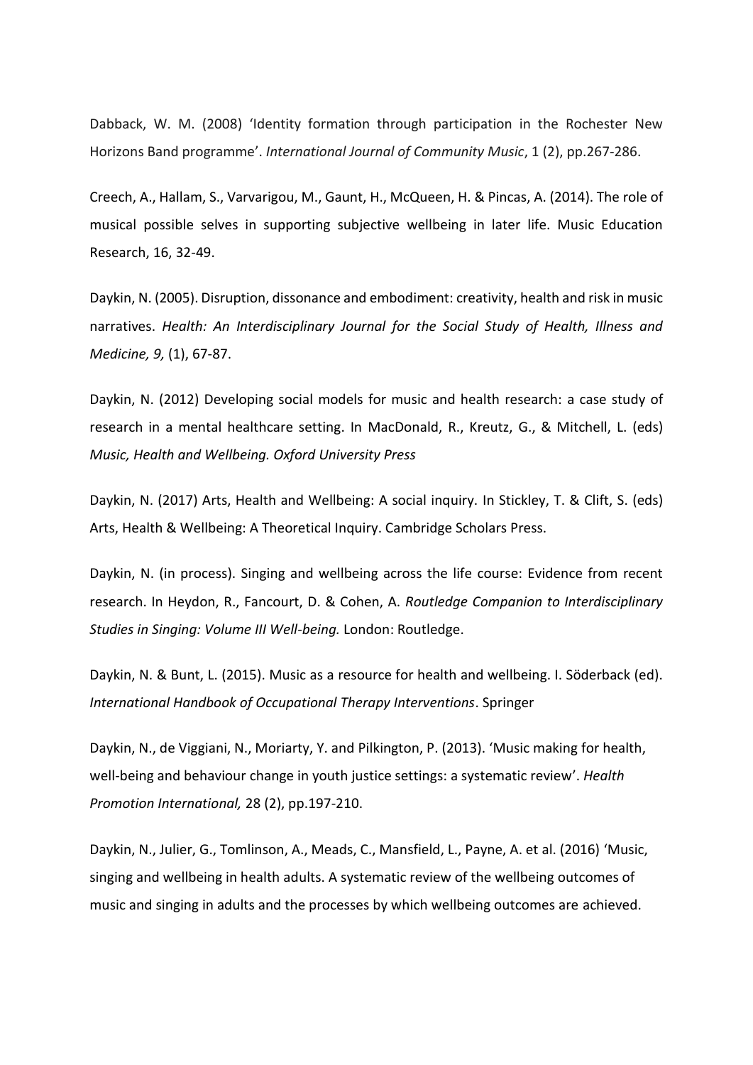Dabback, W. M. (2008) 'Identity formation through participation in the Rochester New Horizons Band programme'. *International Journal of Community Music*, 1 (2), pp.267-286.

Creech, A., Hallam, S., Varvarigou, M., Gaunt, H., McQueen, H. & Pincas, A. (2014). The role of musical possible selves in supporting subjective wellbeing in later life. Music Education Research, 16, 32-49.

Daykin, N. (2005). Disruption, dissonance and embodiment: creativity, health and risk in music narratives. *Health: An Interdisciplinary Journal for the Social Study of Health, Illness and Medicine, 9,* (1), 67-87.

Daykin, N. (2012) Developing social models for music and health research: a case study of research in a mental healthcare setting. In MacDonald, R., Kreutz, G., & Mitchell, L. (eds) *Music, Health and Wellbeing. Oxford University Press*

Daykin, N. (2017) Arts, Health and Wellbeing: A social inquiry. In Stickley, T. & Clift, S. (eds) Arts, Health & Wellbeing: A Theoretical Inquiry. Cambridge Scholars Press.

Daykin, N. (in process). Singing and wellbeing across the life course: Evidence from recent research. In Heydon, R., Fancourt, D. & Cohen, A. *Routledge Companion to Interdisciplinary Studies in Singing: Volume III Well-being.* London: Routledge.

Daykin, N. & Bunt, L. (2015). Music as a resource for health and wellbeing. I. Söderback (ed). *International Handbook of Occupational Therapy Interventions*. Springer

Daykin, N., de Viggiani, N., Moriarty, Y. and Pilkington, P. (2013). 'Music making for health, well-being and behaviour change in youth justice settings: a systematic review'. *Health Promotion International,* 28 (2), pp.197-210.

Daykin, N., Julier, G., Tomlinson, A., Meads, C., Mansfield, L., Payne, A. et al. (2016) 'Music, singing and wellbeing in health adults. A systematic review of the wellbeing outcomes of music and singing in adults and the processes by which wellbeing outcomes are achieved.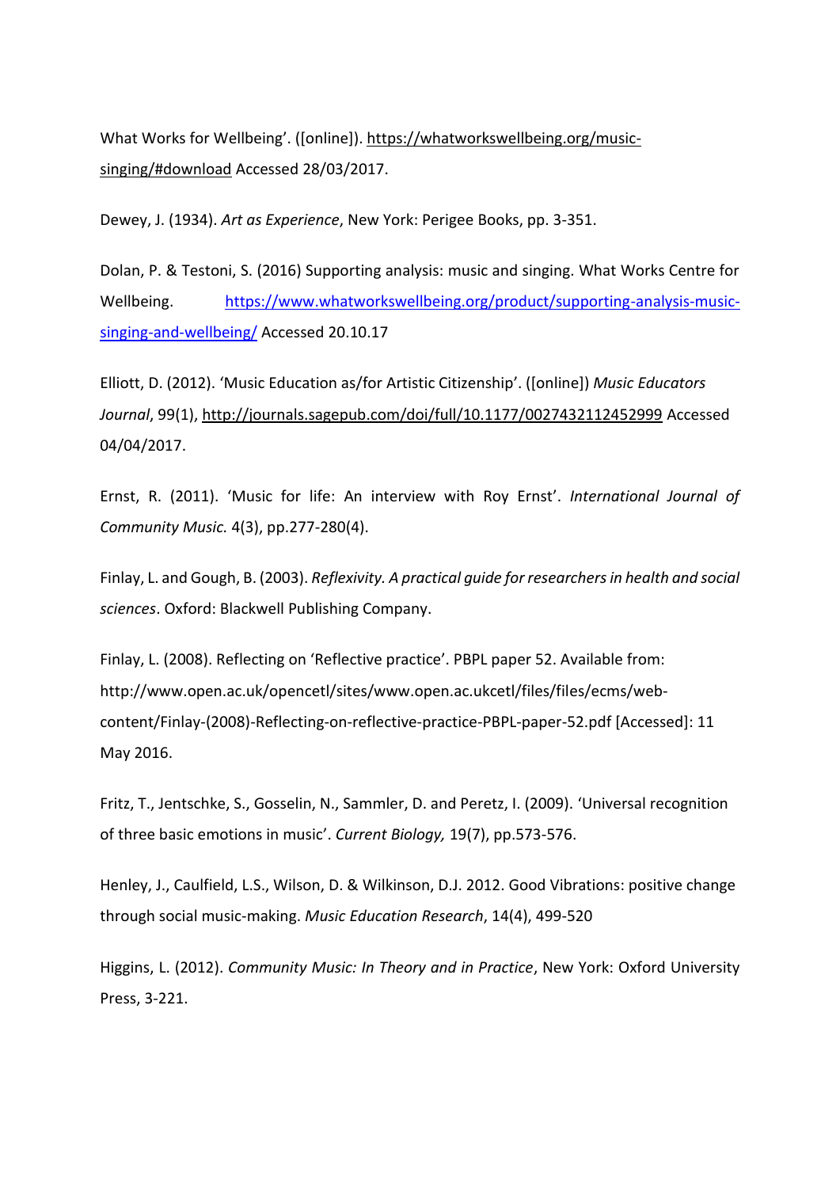What Works for Wellbeing'. ([online]). https://whatworkswellbeing.org/music-singing/#download Accessed 28/03/2017.

Dewey, J. (1934). *Art as Experience*, New York: Perigee Books, pp. 3-351.

Dolan, P. & Testoni, S. (2016) Supporting analysis: music and singing. What Works Centre for Wellbeing. https://www.whatworkswellbeing.org/product/supporting-analysis-music-singing-and-wellbeing/ Accessed 20.10.17

Elliott, D. (2012). 'Music Education as/for Artistic Citizenship'. ([online]) *Music Educators Journal*, 99(1), http://journals.sagepub.com/doi/full/10.1177/0027432112452999 Accessed 04/04/2017.

Ernst, R. (2011). 'Music for life: An interview with Roy Ernst'. *International Journal of Community Music.* 4(3), pp.277-280(4).

Finlay, L. and Gough, B. (2003). *Reflexivity. A practical guide for researchers in health and social sciences*. Oxford: Blackwell Publishing Company.

Finlay, L. (2008). Reflecting on 'Reflective practice'. PBPL paper 52. Available from: http://www.open.ac.uk/opencetl/sites/www.open.ac.ukcetl/files/files/ecms/web-content/Finlay-(2008)-Reflecting-on-reflective-practice-PBPL-paper-52.pdf [Accessed]: 11 May 2016.

Fritz, T., Jentschke, S., Gosselin, N., Sammler, D. and Peretz, I. (2009). 'Universal recognition of three basic emotions in music'. *Current Biology,* 19(7), pp.573-576.

Henley, J., Caulfield, L.S., Wilson, D. & Wilkinson, D.J. 2012. Good Vibrations: positive change through social music-making. *Music Education Research*, 14(4), 499-520

Higgins, L. (2012). *Community Music: In Theory and in Practice*, New York: Oxford University Press, 3-221.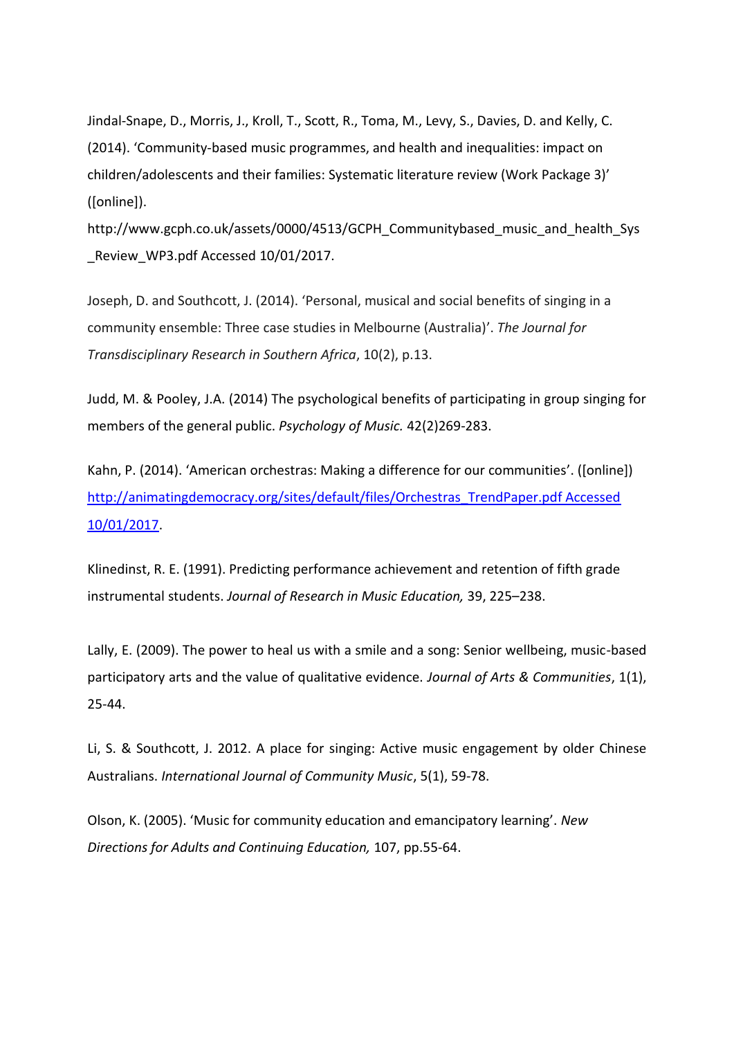Jindal-Snape, D., Morris, J., Kroll, T., Scott, R., Toma, M., Levy, S., Davies, D. and Kelly, C. (2014). 'Community-based music programmes, and health and inequalities: impact on children/adolescents and their families: Systematic literature review (Work Package 3)' ([online]). http://www.gcph.co.uk/assets/0000/4513/GCPH_Communitybased_music_and_health_Sys_Review_WP3.pdf Accessed 10/01/2017.

Joseph, D. and Southcott, J. (2014). 'Personal, musical and social benefits of singing in a community ensemble: Three case studies in Melbourne (Australia)'. *The Journal for Transdisciplinary Research in Southern Africa*, 10(2), p.13.

Judd, M. & Pooley, J.A. (2014) The psychological benefits of participating in group singing for members of the general public. *Psychology of Music.* 42(2)269-283.

Kahn, P. (2014). 'American orchestras: Making a difference for our communities'. ([online]) http://animatingdemocracy.org/sites/default/files/Orchestras_TrendPaper.pdf Accessed 10/01/2017.

Klinedinst, R. E. (1991). Predicting performance achievement and retention of fifth grade instrumental students. *Journal of Research in Music Education,* 39, 225–238.

Lally, E. (2009). The power to heal us with a smile and a song: Senior wellbeing, music-based participatory arts and the value of qualitative evidence. *Journal of Arts & Communities*, 1(1), 25-44.

Li, S. & Southcott, J. 2012. A place for singing: Active music engagement by older Chinese Australians. *International Journal of Community Music*, 5(1), 59-78.

Olson, K. (2005). 'Music for community education and emancipatory learning'. *New Directions for Adults and Continuing Education,* 107, pp.55-64.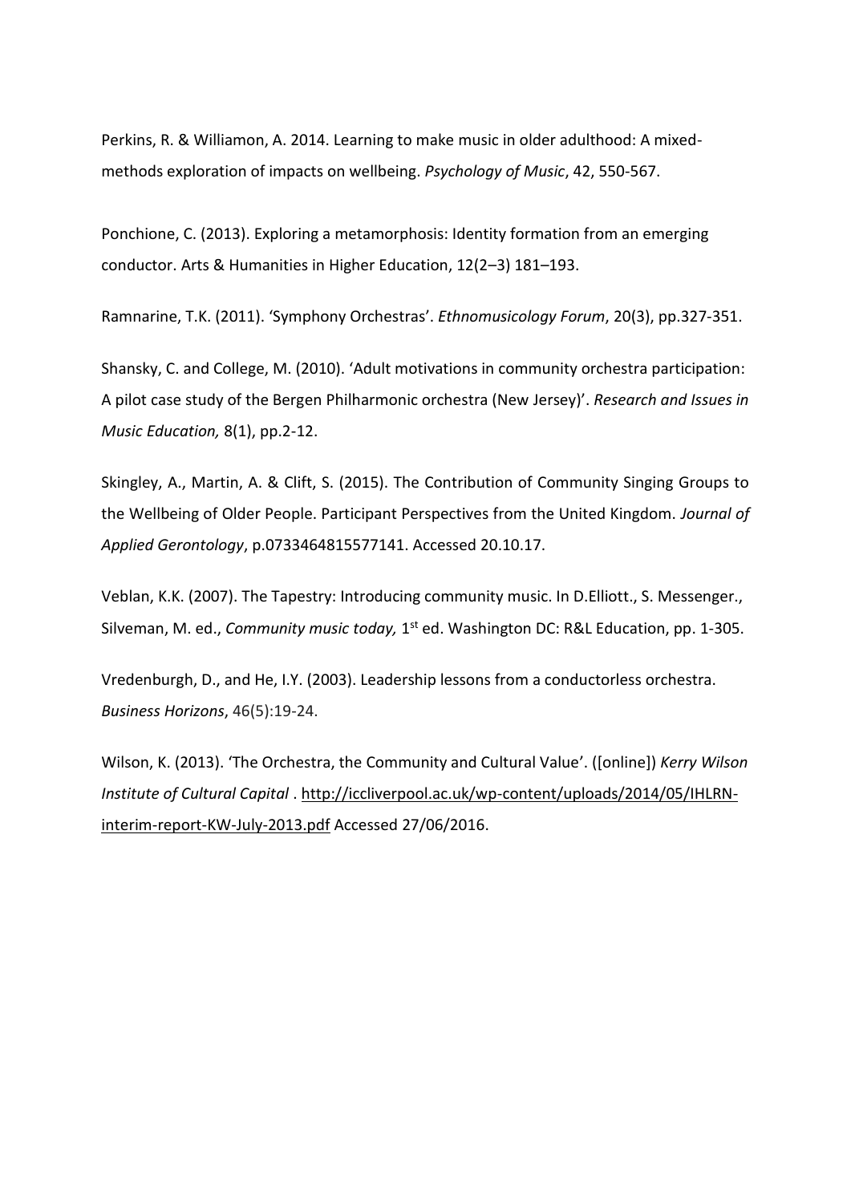Perkins, R. & Williamon, A. 2014. Learning to make music in older adulthood: A mixed-methods exploration of impacts on wellbeing. *Psychology of Music*, 42, 550-567.

Ponchione, C. (2013). Exploring a metamorphosis: Identity formation from an emerging conductor. Arts & Humanities in Higher Education, 12(2–3) 181–193.

Ramnarine, T.K. (2011). 'Symphony Orchestras'. *Ethnomusicology Forum*, 20(3), pp.327-351.

Shansky, C. and College, M. (2010). 'Adult motivations in community orchestra participation: A pilot case study of the Bergen Philharmonic orchestra (New Jersey)'. *Research and Issues in Music Education,* 8(1), pp.2-12.

Skingley, A., Martin, A. & Clift, S. (2015). The Contribution of Community Singing Groups to the Wellbeing of Older People. Participant Perspectives from the United Kingdom. *Journal of Applied Gerontology*, p.0733464815577141. Accessed 20.10.17.

Veblan, K.K. (2007). The Tapestry: Introducing community music. In D.Elliott., S. Messenger., Silveman, M. ed., *Community music today,* 1st ed. Washington DC: R&L Education, pp. 1-305.

Vredenburgh, D., and He, I.Y. (2003). Leadership lessons from a conductorless orchestra. *Business Horizons*, 46(5):19-24.

Wilson, K. (2013). 'The Orchestra, the Community and Cultural Value'. ([online]) *Kerry Wilson Institute of Cultural Capital* . http://iccliverpool.ac.uk/wp-content/uploads/2014/05/IHLRN-interim-report-KW-July-2013.pdf Accessed 27/06/2016.